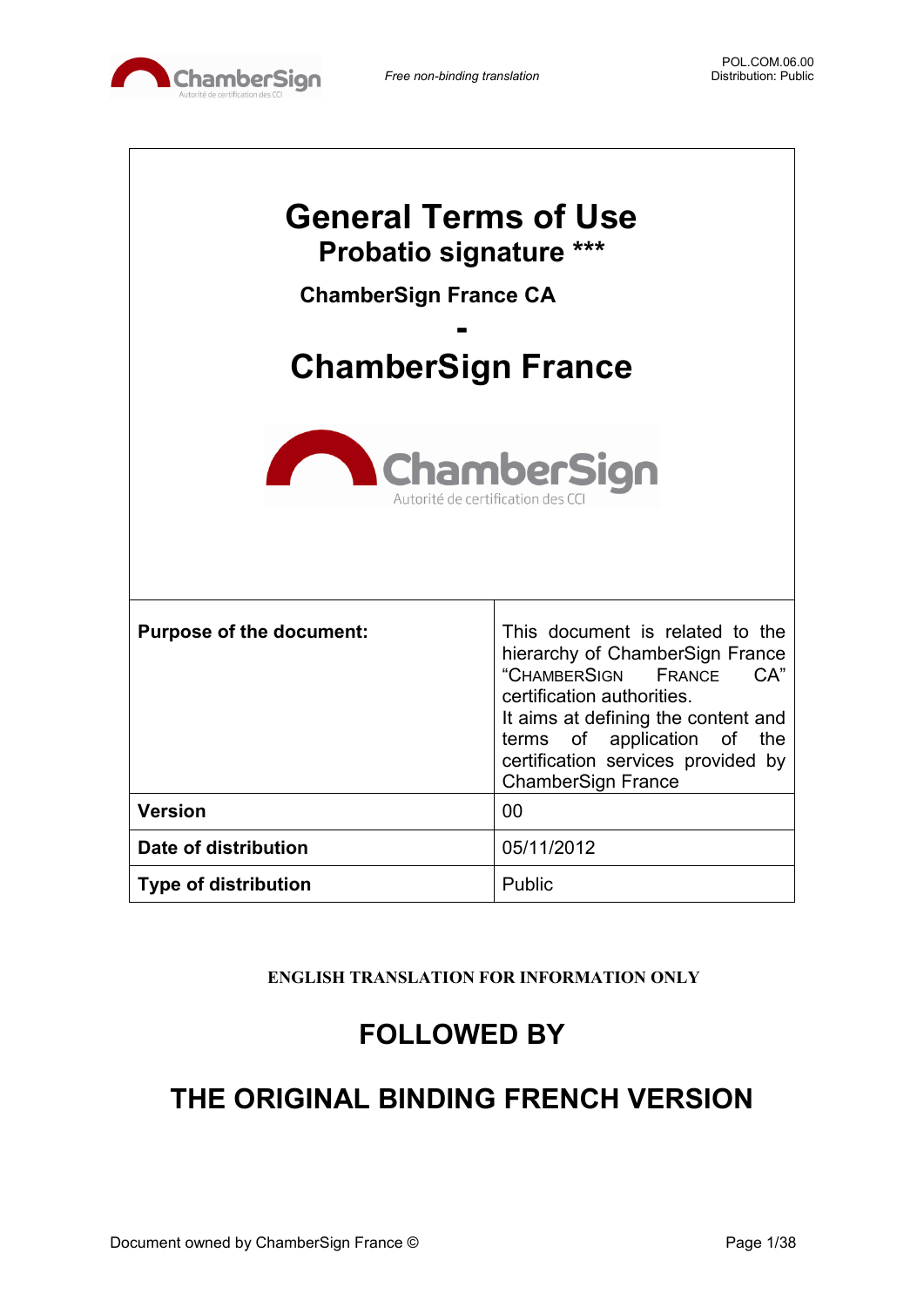*Free non-binding translation*

POL.COM.06.00
Distribution: Public

# General Terms of Use

## Probatio signature ***

### ChamberSign France CA

-

# ChamberSign France

| | |
|---|---|
| **Purpose of the document:** | This document is related to the hierarchy of ChamberSign France "CHAMBERSIGN FRANCE CA" certification authorities. It aims at defining the content and terms of application of the certification services provided by ChamberSign France |
| **Version** | 00 |
| **Date of distribution** | 05/11/2012 |
| **Type of distribution** | Public |

**ENGLISH TRANSLATION FOR INFORMATION ONLY**

## FOLLOWED BY

## THE ORIGINAL BINDING FRENCH VERSION

Document owned by ChamberSign France ©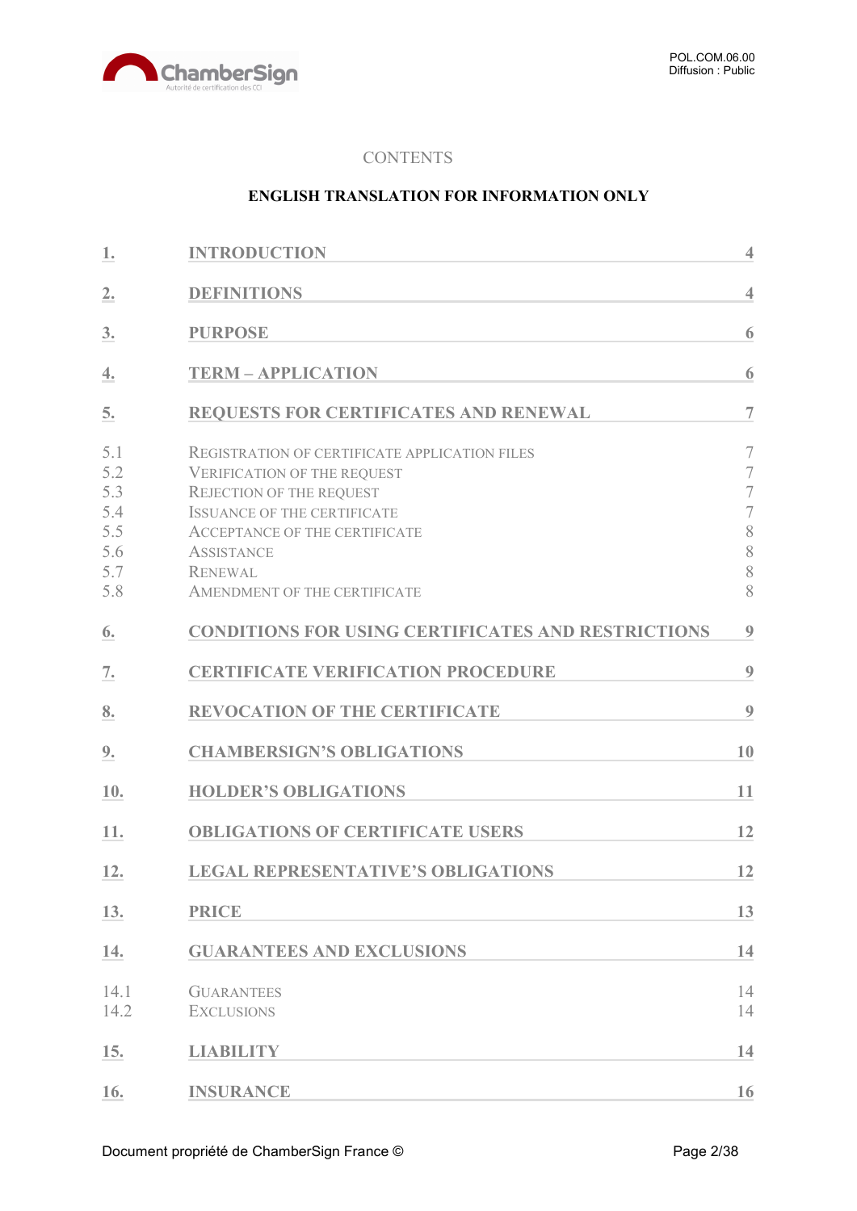CONTENTS

**ENGLISH TRANSLATION FOR INFORMATION ONLY**

| | | |
|---|---|---|
| **1.** | **INTRODUCTION** | **4** |
| **2.** | **DEFINITIONS** | **4** |
| **3.** | **PURPOSE** | **6** |
| **4.** | **TERM – APPLICATION** | **6** |
| **5.** | **REQUESTS FOR CERTIFICATES AND RENEWAL** | **7** |
| 5.1 | Registration of certificate application files | 7 |
| 5.2 | Verification of the request | 7 |
| 5.3 | Rejection of the request | 7 |
| 5.4 | Issuance of the certificate | 7 |
| 5.5 | Acceptance of the certificate | 8 |
| 5.6 | Assistance | 8 |
| 5.7 | Renewal | 8 |
| 5.8 | Amendment of the certificate | 8 |
| **6.** | **CONDITIONS FOR USING CERTIFICATES AND RESTRICTIONS** | **9** |
| **7.** | **CERTIFICATE VERIFICATION PROCEDURE** | **9** |
| **8.** | **REVOCATION OF THE CERTIFICATE** | **9** |
| **9.** | **CHAMBERSIGN'S OBLIGATIONS** | **10** |
| **10.** | **HOLDER'S OBLIGATIONS** | **11** |
| **11.** | **OBLIGATIONS OF CERTIFICATE USERS** | **12** |
| **12.** | **LEGAL REPRESENTATIVE'S OBLIGATIONS** | **12** |
| **13.** | **PRICE** | **13** |
| **14.** | **GUARANTEES AND EXCLUSIONS** | **14** |
| 14.1 | Guarantees | 14 |
| 14.2 | Exclusions | 14 |
| **15.** | **LIABILITY** | **14** |
| **16.** | **INSURANCE** | **16** |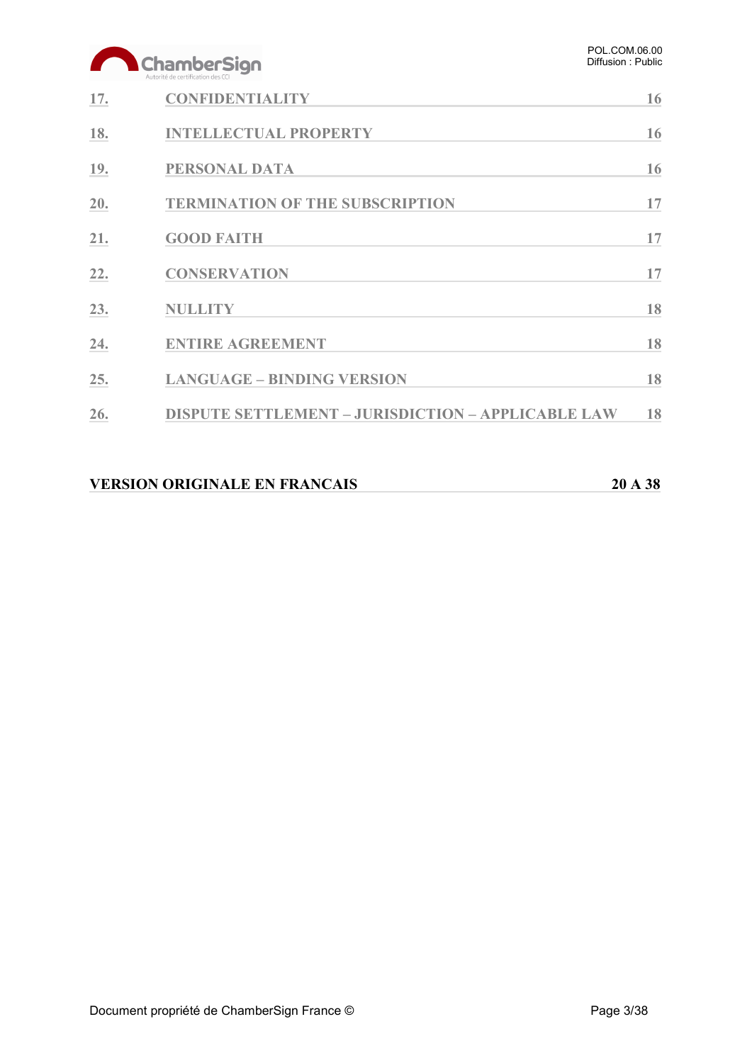| | | |
|---|---|---|
| 17. | CONFIDENTIALITY | 16 |
| 18. | INTELLECTUAL PROPERTY | 16 |
| 19. | PERSONAL DATA | 16 |
| 20. | TERMINATION OF THE SUBSCRIPTION | 17 |
| 21. | GOOD FAITH | 17 |
| 22. | CONSERVATION | 17 |
| 23. | NULLITY | 18 |
| 24. | ENTIRE AGREEMENT | 18 |
| 25. | LANGUAGE – BINDING VERSION | 18 |
| 26. | DISPUTE SETTLEMENT – JURISDICTION – APPLICABLE LAW | 18 |

**VERSION ORIGINALE EN FRANCAIS** **20 A 38**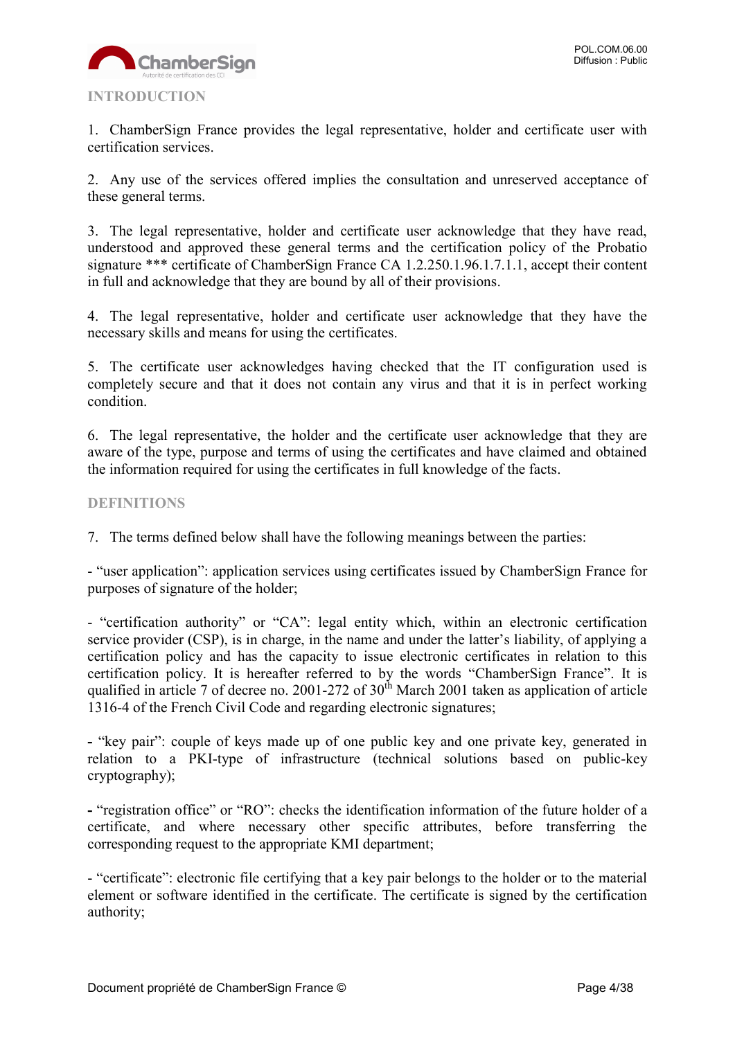## INTRODUCTION

1. ChamberSign France provides the legal representative, holder and certificate user with certification services.

2. Any use of the services offered implies the consultation and unreserved acceptance of these general terms.

3. The legal representative, holder and certificate user acknowledge that they have read, understood and approved these general terms and the certification policy of the Probatio signature *** certificate of ChamberSign France CA 1.2.250.1.96.1.7.1.1, accept their content in full and acknowledge that they are bound by all of their provisions.

4. The legal representative, holder and certificate user acknowledge that they have the necessary skills and means for using the certificates.

5. The certificate user acknowledges having checked that the IT configuration used is completely secure and that it does not contain any virus and that it is in perfect working condition.

6. The legal representative, the holder and the certificate user acknowledge that they are aware of the type, purpose and terms of using the certificates and have claimed and obtained the information required for using the certificates in full knowledge of the facts.

## DEFINITIONS

7. The terms defined below shall have the following meanings between the parties:

- "user application": application services using certificates issued by ChamberSign France for purposes of signature of the holder;

- "certification authority" or "CA": legal entity which, within an electronic certification service provider (CSP), is in charge, in the name and under the latter's liability, of applying a certification policy and has the capacity to issue electronic certificates in relation to this certification policy. It is hereafter referred to by the words "ChamberSign France". It is qualified in article 7 of decree no. 2001-272 of 30th March 2001 taken as application of article 1316-4 of the French Civil Code and regarding electronic signatures;

- "key pair": couple of keys made up of one public key and one private key, generated in relation to a PKI-type of infrastructure (technical solutions based on public-key cryptography);

- "registration office" or "RO": checks the identification information of the future holder of a certificate, and where necessary other specific attributes, before transferring the corresponding request to the appropriate KMI department;

- "certificate": electronic file certifying that a key pair belongs to the holder or to the material element or software identified in the certificate. The certificate is signed by the certification authority;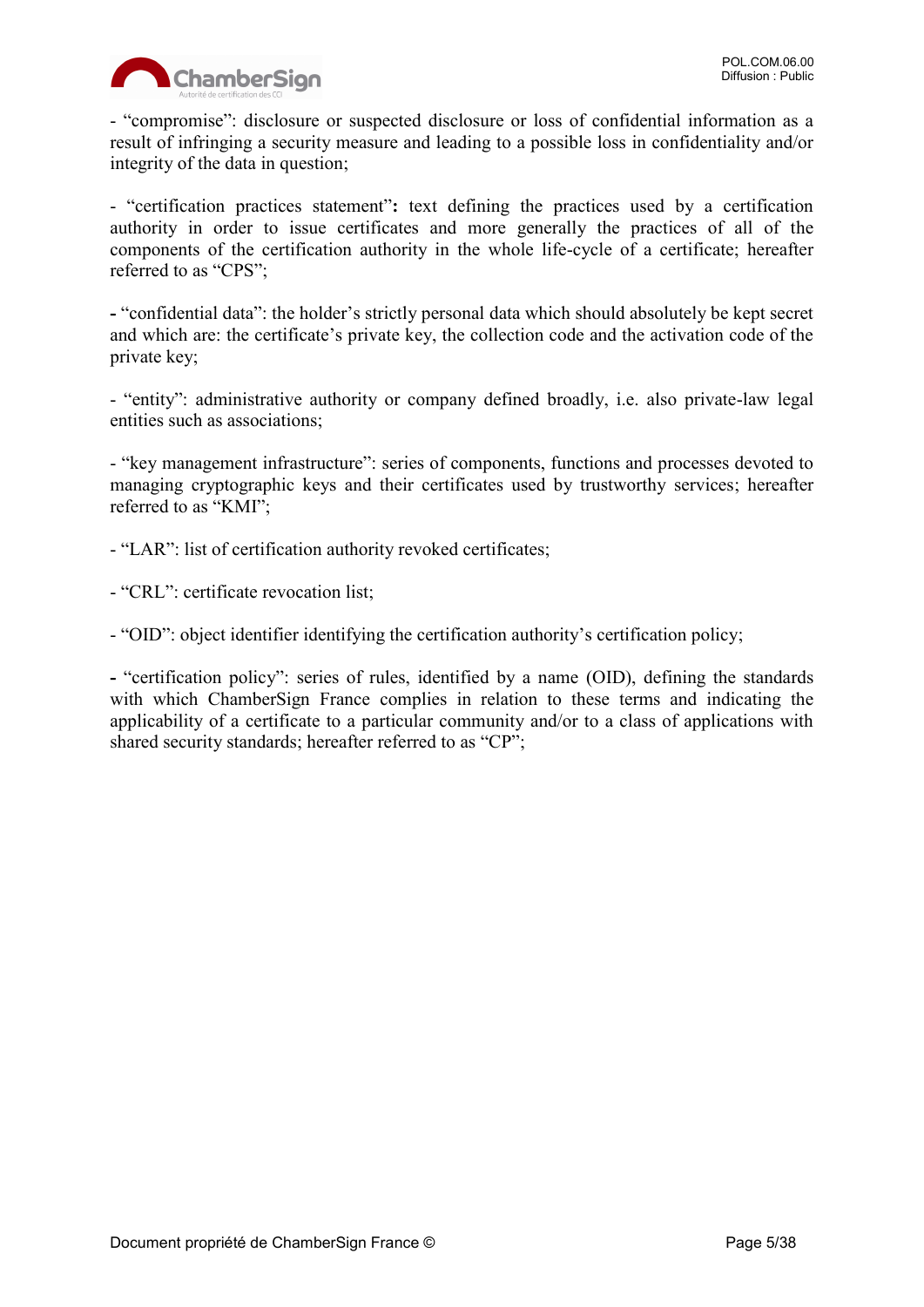- "compromise": disclosure or suspected disclosure or loss of confidential information as a result of infringing a security measure and leading to a possible loss in confidentiality and/or integrity of the data in question;

- "certification practices statement"**:** text defining the practices used by a certification authority in order to issue certificates and more generally the practices of all of the components of the certification authority in the whole life-cycle of a certificate; hereafter referred to as "CPS";

**-** "confidential data": the holder's strictly personal data which should absolutely be kept secret and which are: the certificate's private key, the collection code and the activation code of the private key;

- "entity": administrative authority or company defined broadly, i.e. also private-law legal entities such as associations;

- "key management infrastructure": series of components, functions and processes devoted to managing cryptographic keys and their certificates used by trustworthy services; hereafter referred to as "KMI";

- "LAR": list of certification authority revoked certificates;

- "CRL": certificate revocation list;

- "OID": object identifier identifying the certification authority's certification policy;

**-** "certification policy": series of rules, identified by a name (OID), defining the standards with which ChamberSign France complies in relation to these terms and indicating the applicability of a certificate to a particular community and/or to a class of applications with shared security standards; hereafter referred to as "CP";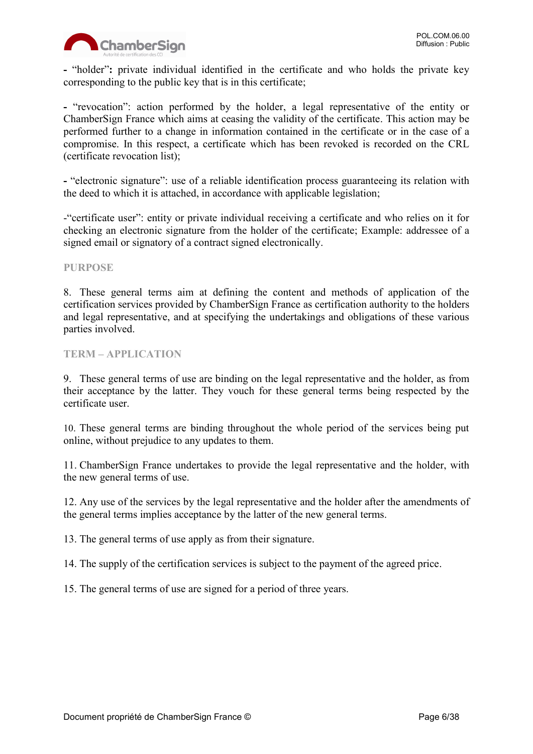- "holder"**:** private individual identified in the certificate and who holds the private key corresponding to the public key that is in this certificate;

- "revocation": action performed by the holder, a legal representative of the entity or ChamberSign France which aims at ceasing the validity of the certificate. This action may be performed further to a change in information contained in the certificate or in the case of a compromise. In this respect, a certificate which has been revoked is recorded on the CRL (certificate revocation list);

- "electronic signature": use of a reliable identification process guaranteeing its relation with the deed to which it is attached, in accordance with applicable legislation;

-"certificate user": entity or private individual receiving a certificate and who relies on it for checking an electronic signature from the holder of the certificate; Example: addressee of a signed email or signatory of a contract signed electronically.

## PURPOSE

8. These general terms aim at defining the content and methods of application of the certification services provided by ChamberSign France as certification authority to the holders and legal representative, and at specifying the undertakings and obligations of these various parties involved.

## TERM – APPLICATION

9. These general terms of use are binding on the legal representative and the holder, as from their acceptance by the latter. They vouch for these general terms being respected by the certificate user.

10. These general terms are binding throughout the whole period of the services being put online, without prejudice to any updates to them.

11. ChamberSign France undertakes to provide the legal representative and the holder, with the new general terms of use.

12. Any use of the services by the legal representative and the holder after the amendments of the general terms implies acceptance by the latter of the new general terms.

13. The general terms of use apply as from their signature.

14. The supply of the certification services is subject to the payment of the agreed price.

15. The general terms of use are signed for a period of three years.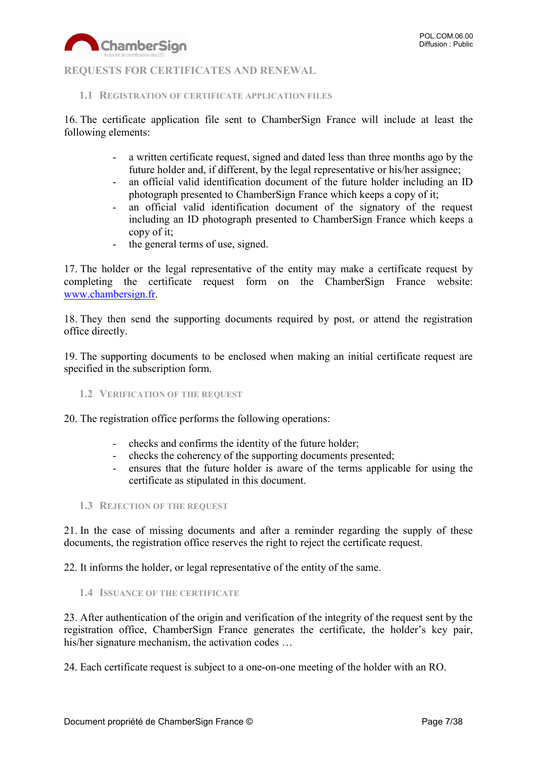# REQUESTS FOR CERTIFICATES AND RENEWAL

## 1.1 Registration of certificate application files

16. The certificate application file sent to ChamberSign France will include at least the following elements:

- a written certificate request, signed and dated less than three months ago by the future holder and, if different, by the legal representative or his/her assignee;
- an official valid identification document of the future holder including an ID photograph presented to ChamberSign France which keeps a copy of it;
- an official valid identification document of the signatory of the request including an ID photograph presented to ChamberSign France which keeps a copy of it;
- the general terms of use, signed.

17. The holder or the legal representative of the entity may make a certificate request by completing the certificate request form on the ChamberSign France website: www.chambersign.fr.

18. They then send the supporting documents required by post, or attend the registration office directly.

19. The supporting documents to be enclosed when making an initial certificate request are specified in the subscription form.

## 1.2 Verification of the request

20. The registration office performs the following operations:

- checks and confirms the identity of the future holder;
- checks the coherency of the supporting documents presented;
- ensures that the future holder is aware of the terms applicable for using the certificate as stipulated in this document.

## 1.3 Rejection of the request

21. In the case of missing documents and after a reminder regarding the supply of these documents, the registration office reserves the right to reject the certificate request.

22. It informs the holder, or legal representative of the entity of the same.

## 1.4 Issuance of the certificate

23. After authentication of the origin and verification of the integrity of the request sent by the registration office, ChamberSign France generates the certificate, the holder's key pair, his/her signature mechanism, the activation codes …

24. Each certificate request is subject to a one-on-one meeting of the holder with an RO.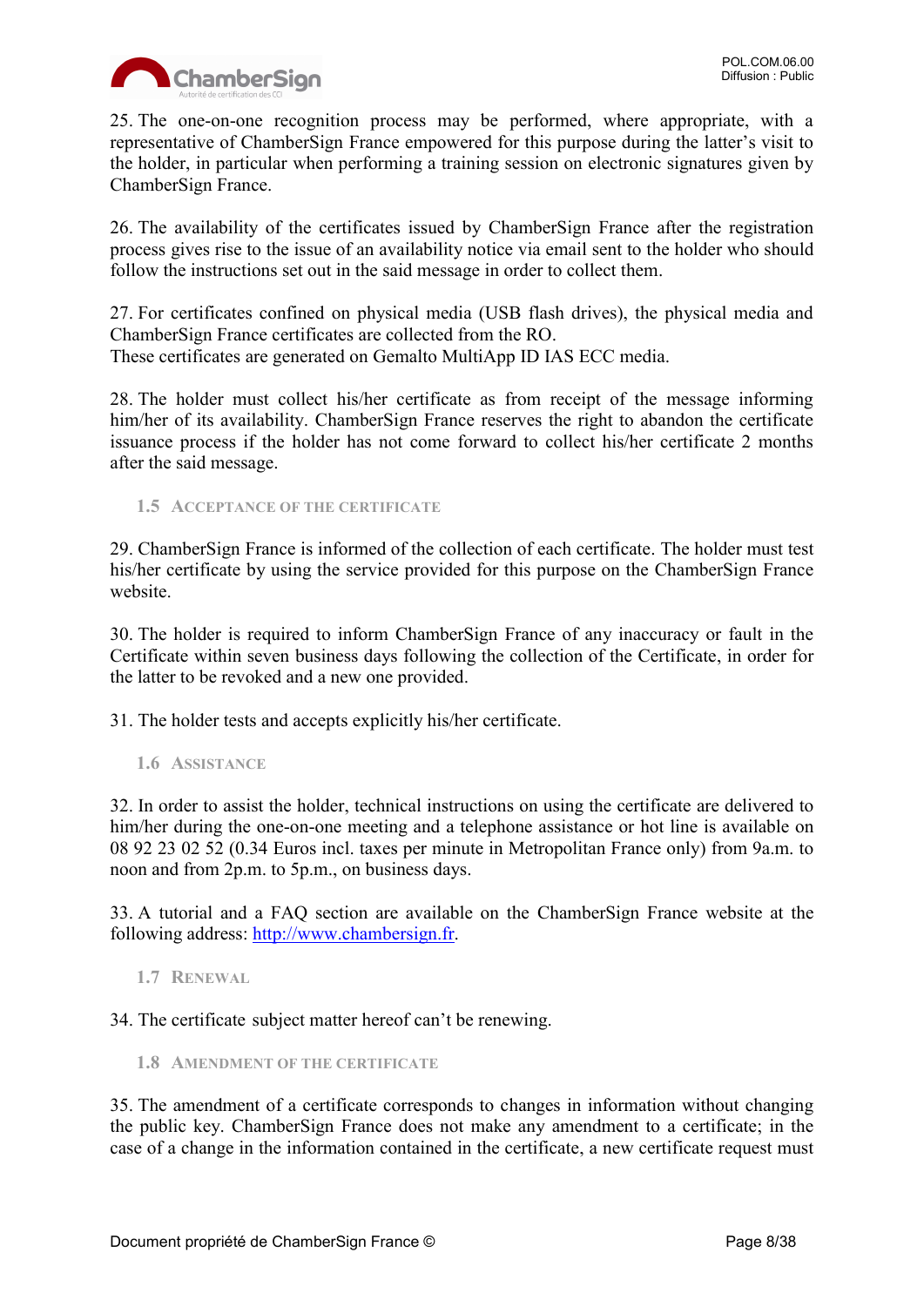25. The one-on-one recognition process may be performed, where appropriate, with a representative of ChamberSign France empowered for this purpose during the latter's visit to the holder, in particular when performing a training session on electronic signatures given by ChamberSign France.

26. The availability of the certificates issued by ChamberSign France after the registration process gives rise to the issue of an availability notice via email sent to the holder who should follow the instructions set out in the said message in order to collect them.

27. For certificates confined on physical media (USB flash drives), the physical media and ChamberSign France certificates are collected from the RO.
These certificates are generated on Gemalto MultiApp ID IAS ECC media.

28. The holder must collect his/her certificate as from receipt of the message informing him/her of its availability. ChamberSign France reserves the right to abandon the certificate issuance process if the holder has not come forward to collect his/her certificate 2 months after the said message.

### 1.5 Acceptance of the certificate

29. ChamberSign France is informed of the collection of each certificate. The holder must test his/her certificate by using the service provided for this purpose on the ChamberSign France website.

30. The holder is required to inform ChamberSign France of any inaccuracy or fault in the Certificate within seven business days following the collection of the Certificate, in order for the latter to be revoked and a new one provided.

31. The holder tests and accepts explicitly his/her certificate.

### 1.6 Assistance

32. In order to assist the holder, technical instructions on using the certificate are delivered to him/her during the one-on-one meeting and a telephone assistance or hot line is available on 08 92 23 02 52 (0.34 Euros incl. taxes per minute in Metropolitan France only) from 9a.m. to noon and from 2p.m. to 5p.m., on business days.

33. A tutorial and a FAQ section are available on the ChamberSign France website at the following address: [http://www.chambersign.fr](http://www.chambersign.fr).

### 1.7 Renewal

34. The certificate subject matter hereof can't be renewing.

### 1.8 Amendment of the certificate

35. The amendment of a certificate corresponds to changes in information without changing the public key. ChamberSign France does not make any amendment to a certificate; in the case of a change in the information contained in the certificate, a new certificate request must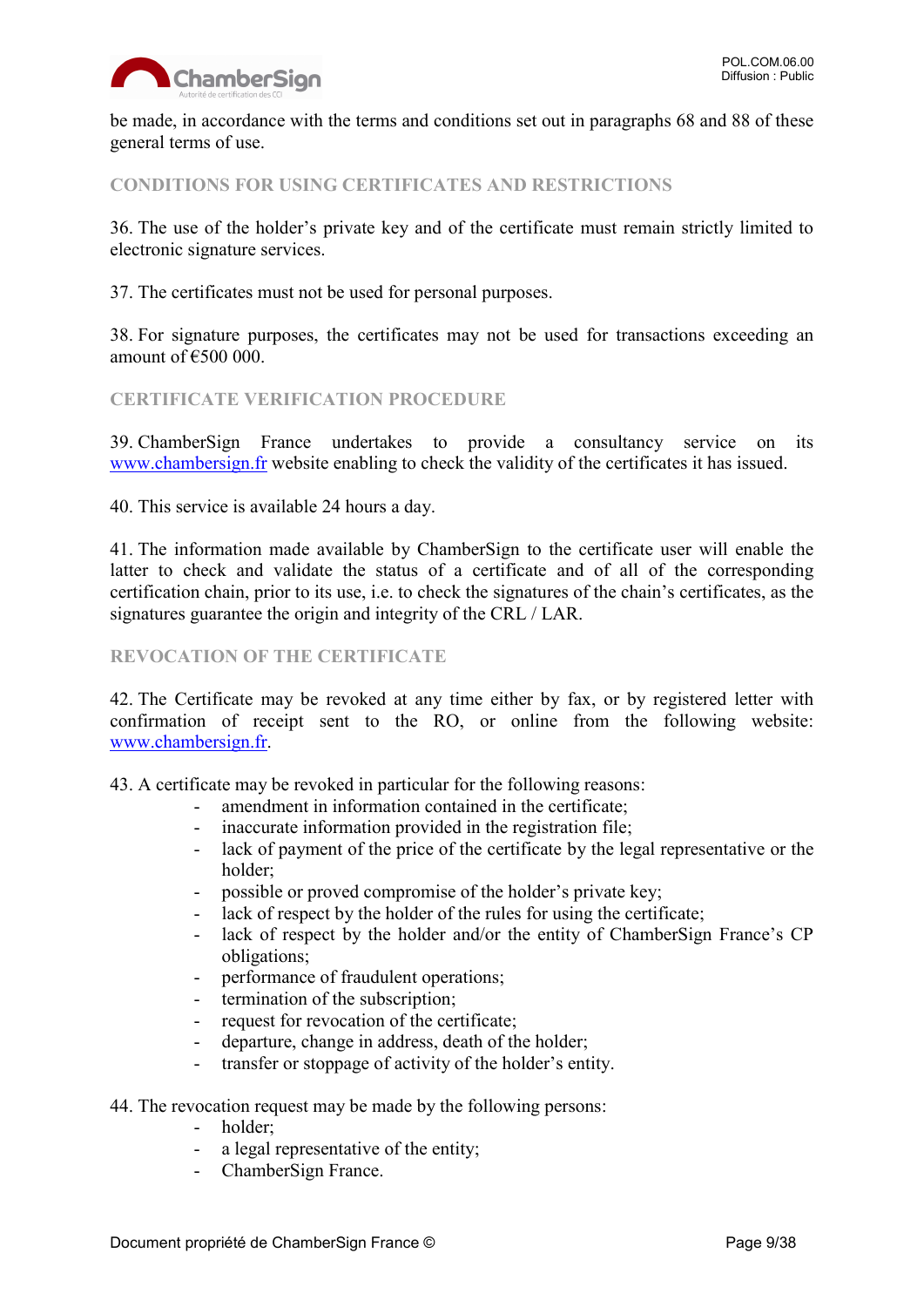be made, in accordance with the terms and conditions set out in paragraphs 68 and 88 of these general terms of use.

## CONDITIONS FOR USING CERTIFICATES AND RESTRICTIONS

36. The use of the holder's private key and of the certificate must remain strictly limited to electronic signature services.

37. The certificates must not be used for personal purposes.

38. For signature purposes, the certificates may not be used for transactions exceeding an amount of €500 000.

## CERTIFICATE VERIFICATION PROCEDURE

39. ChamberSign France undertakes to provide a consultancy service on its [www.chambersign.fr](www.chambersign.fr) website enabling to check the validity of the certificates it has issued.

40. This service is available 24 hours a day.

41. The information made available by ChamberSign to the certificate user will enable the latter to check and validate the status of a certificate and of all of the corresponding certification chain, prior to its use, i.e. to check the signatures of the chain's certificates, as the signatures guarantee the origin and integrity of the CRL / LAR.

## REVOCATION OF THE CERTIFICATE

42. The Certificate may be revoked at any time either by fax, or by registered letter with confirmation of receipt sent to the RO, or online from the following website: [www.chambersign.fr](www.chambersign.fr).

43. A certificate may be revoked in particular for the following reasons:

- amendment in information contained in the certificate;
- inaccurate information provided in the registration file;
- lack of payment of the price of the certificate by the legal representative or the holder;
- possible or proved compromise of the holder's private key;
- lack of respect by the holder of the rules for using the certificate;
- lack of respect by the holder and/or the entity of ChamberSign France's CP obligations;
- performance of fraudulent operations;
- termination of the subscription;
- request for revocation of the certificate;
- departure, change in address, death of the holder;
- transfer or stoppage of activity of the holder's entity.

44. The revocation request may be made by the following persons:

- holder;
- a legal representative of the entity;
- ChamberSign France.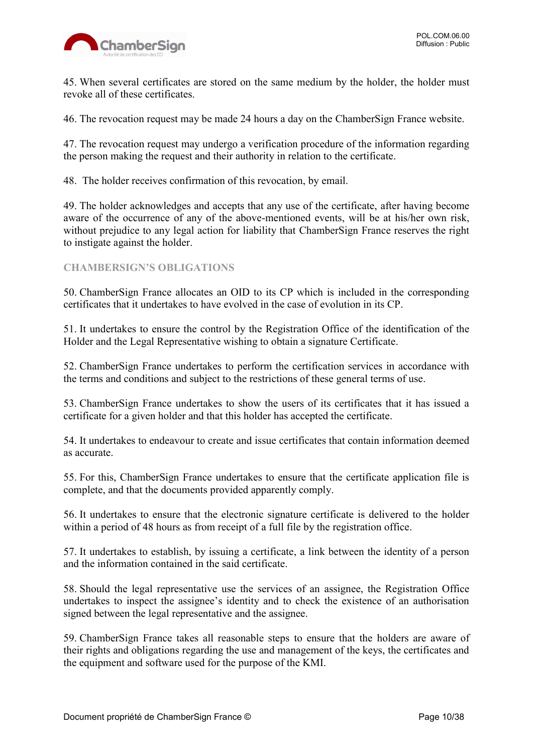45. When several certificates are stored on the same medium by the holder, the holder must revoke all of these certificates.

46. The revocation request may be made 24 hours a day on the ChamberSign France website.

47. The revocation request may undergo a verification procedure of the information regarding the person making the request and their authority in relation to the certificate.

48. The holder receives confirmation of this revocation, by email.

49. The holder acknowledges and accepts that any use of the certificate, after having become aware of the occurrence of any of the above-mentioned events, will be at his/her own risk, without prejudice to any legal action for liability that ChamberSign France reserves the right to instigate against the holder.

## CHAMBERSIGN'S OBLIGATIONS

50. ChamberSign France allocates an OID to its CP which is included in the corresponding certificates that it undertakes to have evolved in the case of evolution in its CP.

51. It undertakes to ensure the control by the Registration Office of the identification of the Holder and the Legal Representative wishing to obtain a signature Certificate.

52. ChamberSign France undertakes to perform the certification services in accordance with the terms and conditions and subject to the restrictions of these general terms of use.

53. ChamberSign France undertakes to show the users of its certificates that it has issued a certificate for a given holder and that this holder has accepted the certificate.

54. It undertakes to endeavour to create and issue certificates that contain information deemed as accurate.

55. For this, ChamberSign France undertakes to ensure that the certificate application file is complete, and that the documents provided apparently comply.

56. It undertakes to ensure that the electronic signature certificate is delivered to the holder within a period of 48 hours as from receipt of a full file by the registration office.

57. It undertakes to establish, by issuing a certificate, a link between the identity of a person and the information contained in the said certificate.

58. Should the legal representative use the services of an assignee, the Registration Office undertakes to inspect the assignee's identity and to check the existence of an authorisation signed between the legal representative and the assignee.

59. ChamberSign France takes all reasonable steps to ensure that the holders are aware of their rights and obligations regarding the use and management of the keys, the certificates and the equipment and software used for the purpose of the KMI.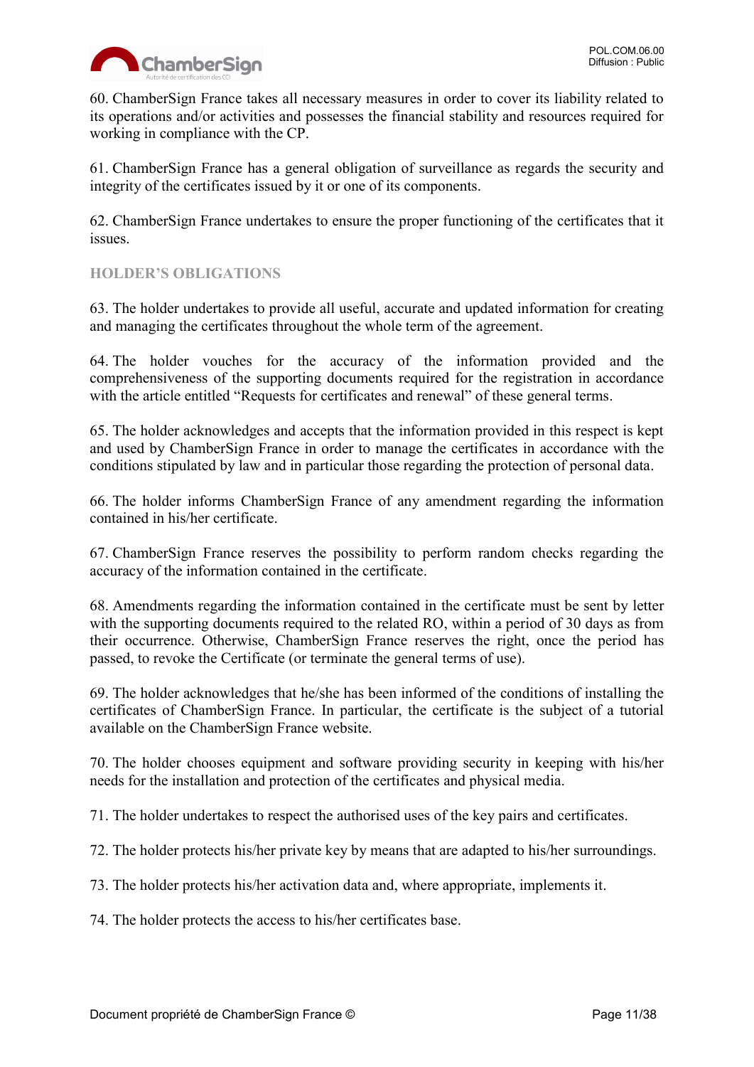60. ChamberSign France takes all necessary measures in order to cover its liability related to its operations and/or activities and possesses the financial stability and resources required for working in compliance with the CP.

61. ChamberSign France has a general obligation of surveillance as regards the security and integrity of the certificates issued by it or one of its components.

62. ChamberSign France undertakes to ensure the proper functioning of the certificates that it issues.

## HOLDER'S OBLIGATIONS

63. The holder undertakes to provide all useful, accurate and updated information for creating and managing the certificates throughout the whole term of the agreement.

64. The holder vouches for the accuracy of the information provided and the comprehensiveness of the supporting documents required for the registration in accordance with the article entitled "Requests for certificates and renewal" of these general terms.

65. The holder acknowledges and accepts that the information provided in this respect is kept and used by ChamberSign France in order to manage the certificates in accordance with the conditions stipulated by law and in particular those regarding the protection of personal data.

66. The holder informs ChamberSign France of any amendment regarding the information contained in his/her certificate.

67. ChamberSign France reserves the possibility to perform random checks regarding the accuracy of the information contained in the certificate.

68. Amendments regarding the information contained in the certificate must be sent by letter with the supporting documents required to the related RO, within a period of 30 days as from their occurrence. Otherwise, ChamberSign France reserves the right, once the period has passed, to revoke the Certificate (or terminate the general terms of use).

69. The holder acknowledges that he/she has been informed of the conditions of installing the certificates of ChamberSign France. In particular, the certificate is the subject of a tutorial available on the ChamberSign France website.

70. The holder chooses equipment and software providing security in keeping with his/her needs for the installation and protection of the certificates and physical media.

71. The holder undertakes to respect the authorised uses of the key pairs and certificates.

72. The holder protects his/her private key by means that are adapted to his/her surroundings.

73. The holder protects his/her activation data and, where appropriate, implements it.

74. The holder protects the access to his/her certificates base.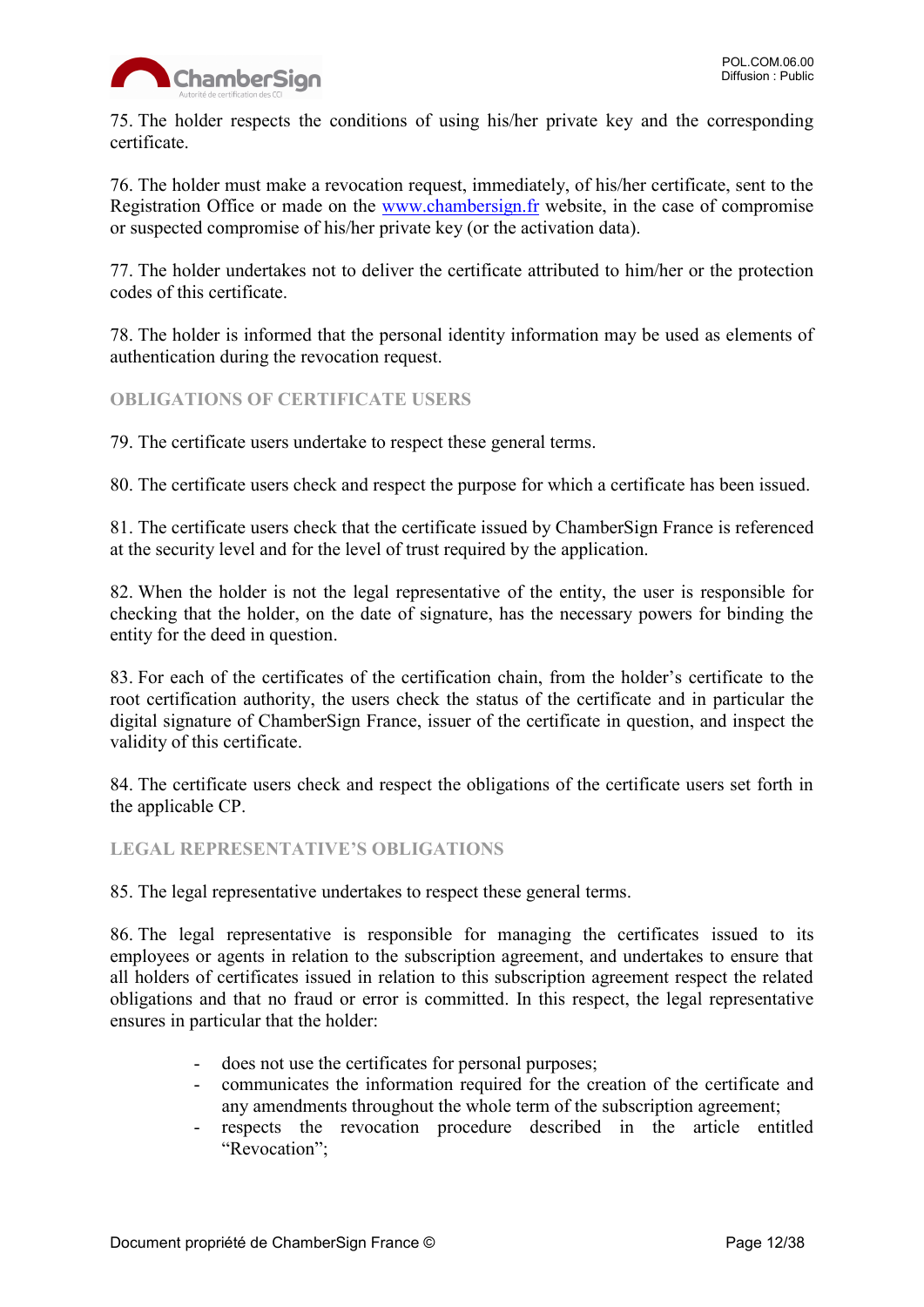75. The holder respects the conditions of using his/her private key and the corresponding certificate.

76. The holder must make a revocation request, immediately, of his/her certificate, sent to the Registration Office or made on the [www.chambersign.fr](http://www.chambersign.fr) website, in the case of compromise or suspected compromise of his/her private key (or the activation data).

77. The holder undertakes not to deliver the certificate attributed to him/her or the protection codes of this certificate.

78. The holder is informed that the personal identity information may be used as elements of authentication during the revocation request.

### OBLIGATIONS OF CERTIFICATE USERS

79. The certificate users undertake to respect these general terms.

80. The certificate users check and respect the purpose for which a certificate has been issued.

81. The certificate users check that the certificate issued by ChamberSign France is referenced at the security level and for the level of trust required by the application.

82. When the holder is not the legal representative of the entity, the user is responsible for checking that the holder, on the date of signature, has the necessary powers for binding the entity for the deed in question.

83. For each of the certificates of the certification chain, from the holder's certificate to the root certification authority, the users check the status of the certificate and in particular the digital signature of ChamberSign France, issuer of the certificate in question, and inspect the validity of this certificate.

84. The certificate users check and respect the obligations of the certificate users set forth in the applicable CP.

### LEGAL REPRESENTATIVE'S OBLIGATIONS

85. The legal representative undertakes to respect these general terms.

86. The legal representative is responsible for managing the certificates issued to its employees or agents in relation to the subscription agreement, and undertakes to ensure that all holders of certificates issued in relation to this subscription agreement respect the related obligations and that no fraud or error is committed. In this respect, the legal representative ensures in particular that the holder:

- does not use the certificates for personal purposes;
- communicates the information required for the creation of the certificate and any amendments throughout the whole term of the subscription agreement;
- respects the revocation procedure described in the article entitled "Revocation";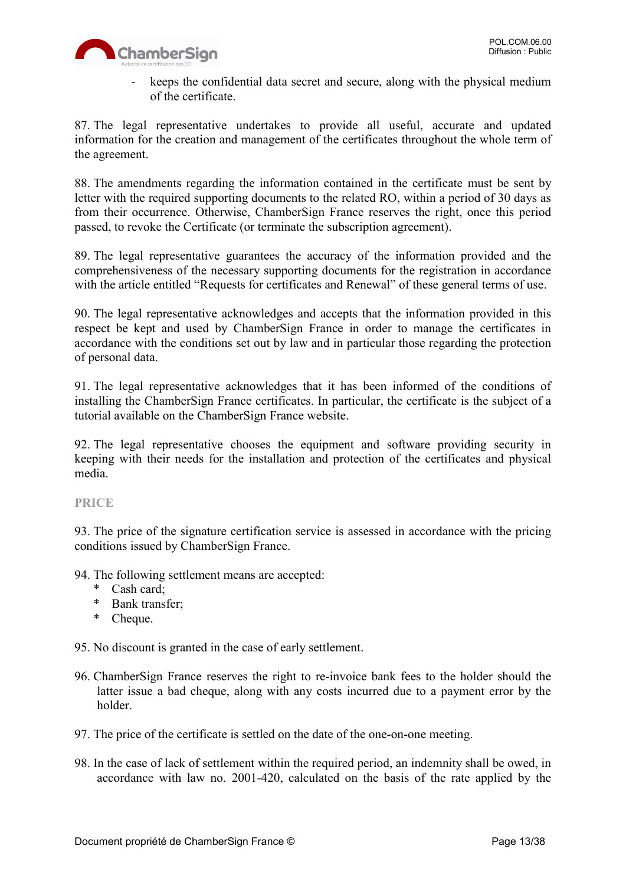- keeps the confidential data secret and secure, along with the physical medium of the certificate.

87. The legal representative undertakes to provide all useful, accurate and updated information for the creation and management of the certificates throughout the whole term of the agreement.

88. The amendments regarding the information contained in the certificate must be sent by letter with the required supporting documents to the related RO, within a period of 30 days as from their occurrence. Otherwise, ChamberSign France reserves the right, once this period passed, to revoke the Certificate (or terminate the subscription agreement).

89. The legal representative guarantees the accuracy of the information provided and the comprehensiveness of the necessary supporting documents for the registration in accordance with the article entitled "Requests for certificates and Renewal" of these general terms of use.

90. The legal representative acknowledges and accepts that the information provided in this respect be kept and used by ChamberSign France in order to manage the certificates in accordance with the conditions set out by law and in particular those regarding the protection of personal data.

91. The legal representative acknowledges that it has been informed of the conditions of installing the ChamberSign France certificates. In particular, the certificate is the subject of a tutorial available on the ChamberSign France website.

92. The legal representative chooses the equipment and software providing security in keeping with their needs for the installation and protection of the certificates and physical media.

## PRICE

93. The price of the signature certification service is assessed in accordance with the pricing conditions issued by ChamberSign France.

94. The following settlement means are accepted:
   * Cash card;
   * Bank transfer;
   * Cheque.

95. No discount is granted in the case of early settlement.

96. ChamberSign France reserves the right to re-invoice bank fees to the holder should the latter issue a bad cheque, along with any costs incurred due to a payment error by the holder.

97. The price of the certificate is settled on the date of the one-on-one meeting.

98. In the case of lack of settlement within the required period, an indemnity shall be owed, in accordance with law no. 2001-420, calculated on the basis of the rate applied by the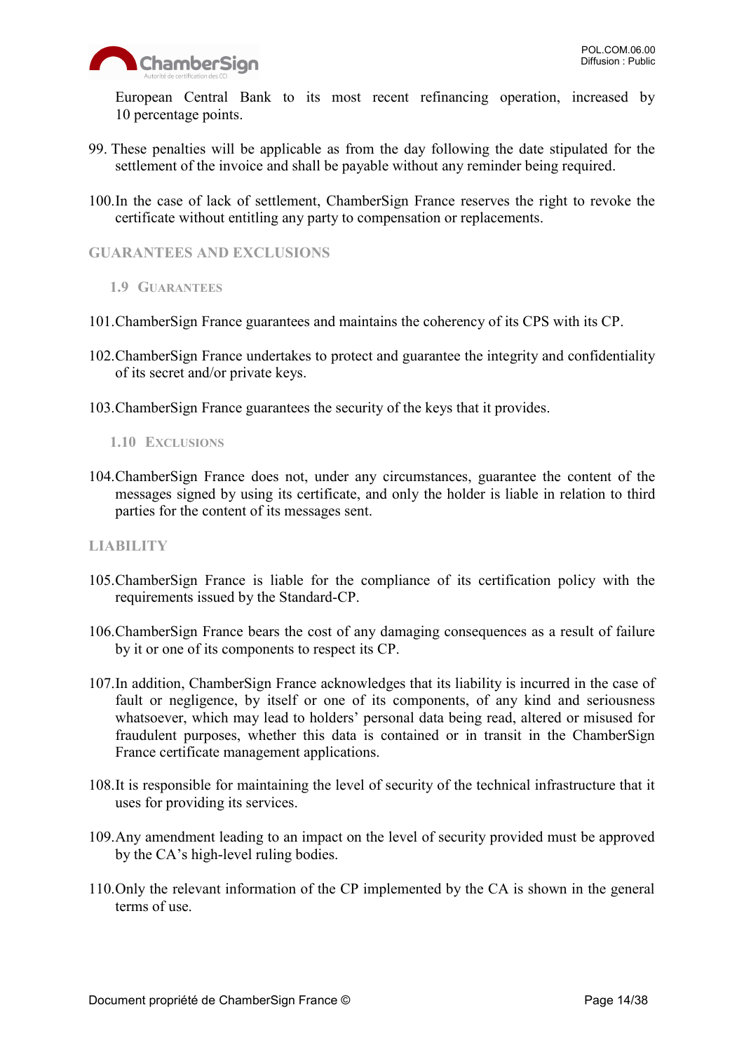European Central Bank to its most recent refinancing operation, increased by 10 percentage points.

99. These penalties will be applicable as from the day following the date stipulated for the settlement of the invoice and shall be payable without any reminder being required.

100. In the case of lack of settlement, ChamberSign France reserves the right to revoke the certificate without entitling any party to compensation or replacements.

## GUARANTEES AND EXCLUSIONS

### 1.9 Guarantees

101. ChamberSign France guarantees and maintains the coherency of its CPS with its CP.

102. ChamberSign France undertakes to protect and guarantee the integrity and confidentiality of its secret and/or private keys.

103. ChamberSign France guarantees the security of the keys that it provides.

### 1.10 Exclusions

104. ChamberSign France does not, under any circumstances, guarantee the content of the messages signed by using its certificate, and only the holder is liable in relation to third parties for the content of its messages sent.

## LIABILITY

105. ChamberSign France is liable for the compliance of its certification policy with the requirements issued by the Standard-CP.

106. ChamberSign France bears the cost of any damaging consequences as a result of failure by it or one of its components to respect its CP.

107. In addition, ChamberSign France acknowledges that its liability is incurred in the case of fault or negligence, by itself or one of its components, of any kind and seriousness whatsoever, which may lead to holders' personal data being read, altered or misused for fraudulent purposes, whether this data is contained or in transit in the ChamberSign France certificate management applications.

108. It is responsible for maintaining the level of security of the technical infrastructure that it uses for providing its services.

109. Any amendment leading to an impact on the level of security provided must be approved by the CA's high-level ruling bodies.

110. Only the relevant information of the CP implemented by the CA is shown in the general terms of use.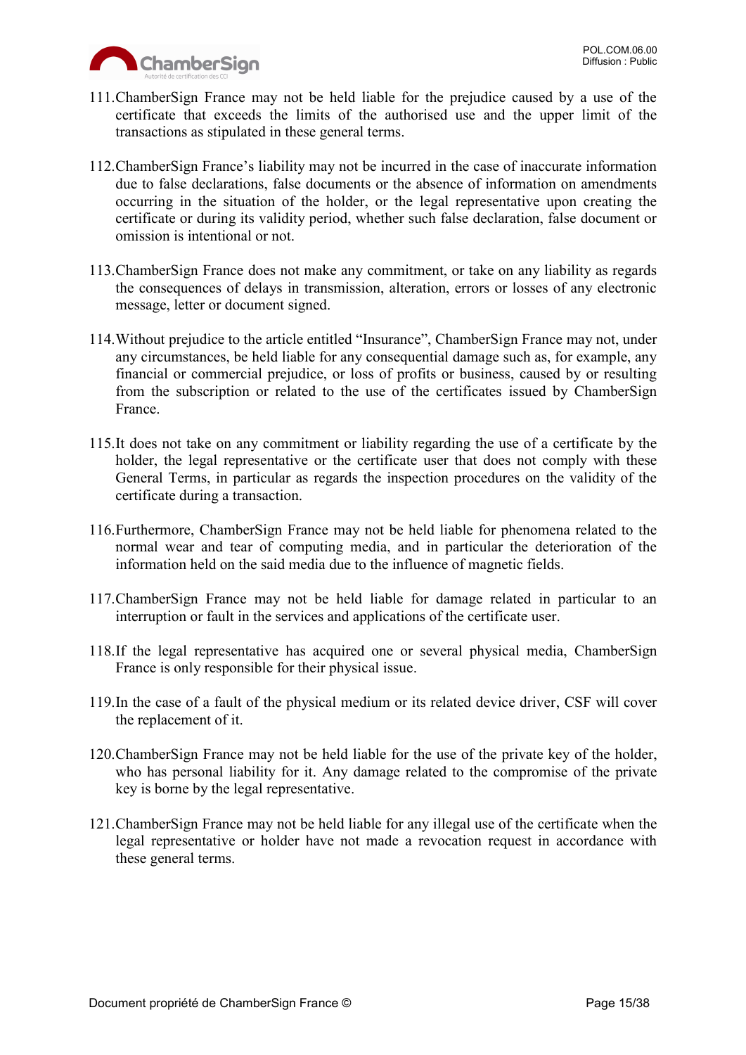111. ChamberSign France may not be held liable for the prejudice caused by a use of the certificate that exceeds the limits of the authorised use and the upper limit of the transactions as stipulated in these general terms.

112. ChamberSign France's liability may not be incurred in the case of inaccurate information due to false declarations, false documents or the absence of information on amendments occurring in the situation of the holder, or the legal representative upon creating the certificate or during its validity period, whether such false declaration, false document or omission is intentional or not.

113. ChamberSign France does not make any commitment, or take on any liability as regards the consequences of delays in transmission, alteration, errors or losses of any electronic message, letter or document signed.

114. Without prejudice to the article entitled "Insurance", ChamberSign France may not, under any circumstances, be held liable for any consequential damage such as, for example, any financial or commercial prejudice, or loss of profits or business, caused by or resulting from the subscription or related to the use of the certificates issued by ChamberSign France.

115. It does not take on any commitment or liability regarding the use of a certificate by the holder, the legal representative or the certificate user that does not comply with these General Terms, in particular as regards the inspection procedures on the validity of the certificate during a transaction.

116. Furthermore, ChamberSign France may not be held liable for phenomena related to the normal wear and tear of computing media, and in particular the deterioration of the information held on the said media due to the influence of magnetic fields.

117. ChamberSign France may not be held liable for damage related in particular to an interruption or fault in the services and applications of the certificate user.

118. If the legal representative has acquired one or several physical media, ChamberSign France is only responsible for their physical issue.

119. In the case of a fault of the physical medium or its related device driver, CSF will cover the replacement of it.

120. ChamberSign France may not be held liable for the use of the private key of the holder, who has personal liability for it. Any damage related to the compromise of the private key is borne by the legal representative.

121. ChamberSign France may not be held liable for any illegal use of the certificate when the legal representative or holder have not made a revocation request in accordance with these general terms.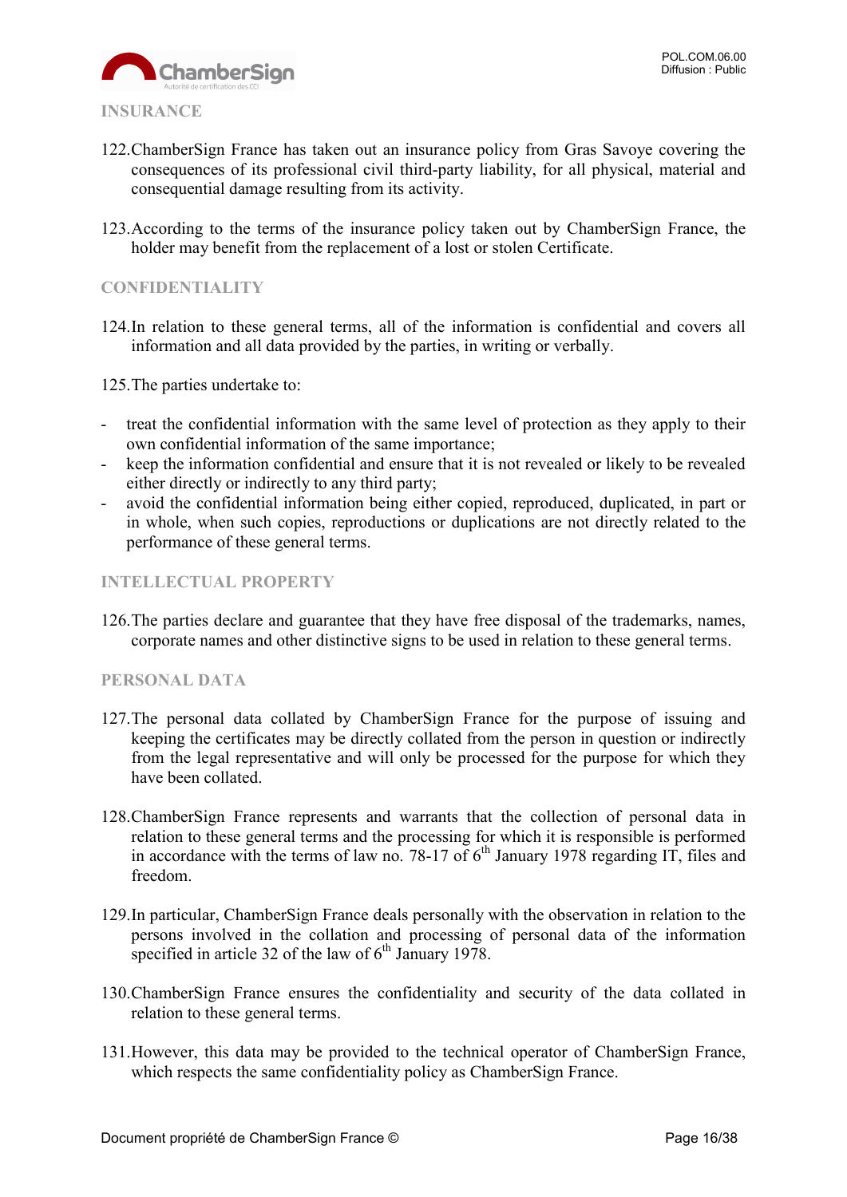## INSURANCE

122. ChamberSign France has taken out an insurance policy from Gras Savoye covering the consequences of its professional civil third-party liability, for all physical, material and consequential damage resulting from its activity.

123. According to the terms of the insurance policy taken out by ChamberSign France, the holder may benefit from the replacement of a lost or stolen Certificate.

## CONFIDENTIALITY

124. In relation to these general terms, all of the information is confidential and covers all information and all data provided by the parties, in writing or verbally.

125. The parties undertake to:

- treat the confidential information with the same level of protection as they apply to their own confidential information of the same importance;
- keep the information confidential and ensure that it is not revealed or likely to be revealed either directly or indirectly to any third party;
- avoid the confidential information being either copied, reproduced, duplicated, in part or in whole, when such copies, reproductions or duplications are not directly related to the performance of these general terms.

## INTELLECTUAL PROPERTY

126. The parties declare and guarantee that they have free disposal of the trademarks, names, corporate names and other distinctive signs to be used in relation to these general terms.

## PERSONAL DATA

127. The personal data collated by ChamberSign France for the purpose of issuing and keeping the certificates may be directly collated from the person in question or indirectly from the legal representative and will only be processed for the purpose for which they have been collated.

128. ChamberSign France represents and warrants that the collection of personal data in relation to these general terms and the processing for which it is responsible is performed in accordance with the terms of law no. 78-17 of 6th January 1978 regarding IT, files and freedom.

129. In particular, ChamberSign France deals personally with the observation in relation to the persons involved in the collation and processing of personal data of the information specified in article 32 of the law of 6th January 1978.

130. ChamberSign France ensures the confidentiality and security of the data collated in relation to these general terms.

131. However, this data may be provided to the technical operator of ChamberSign France, which respects the same confidentiality policy as ChamberSign France.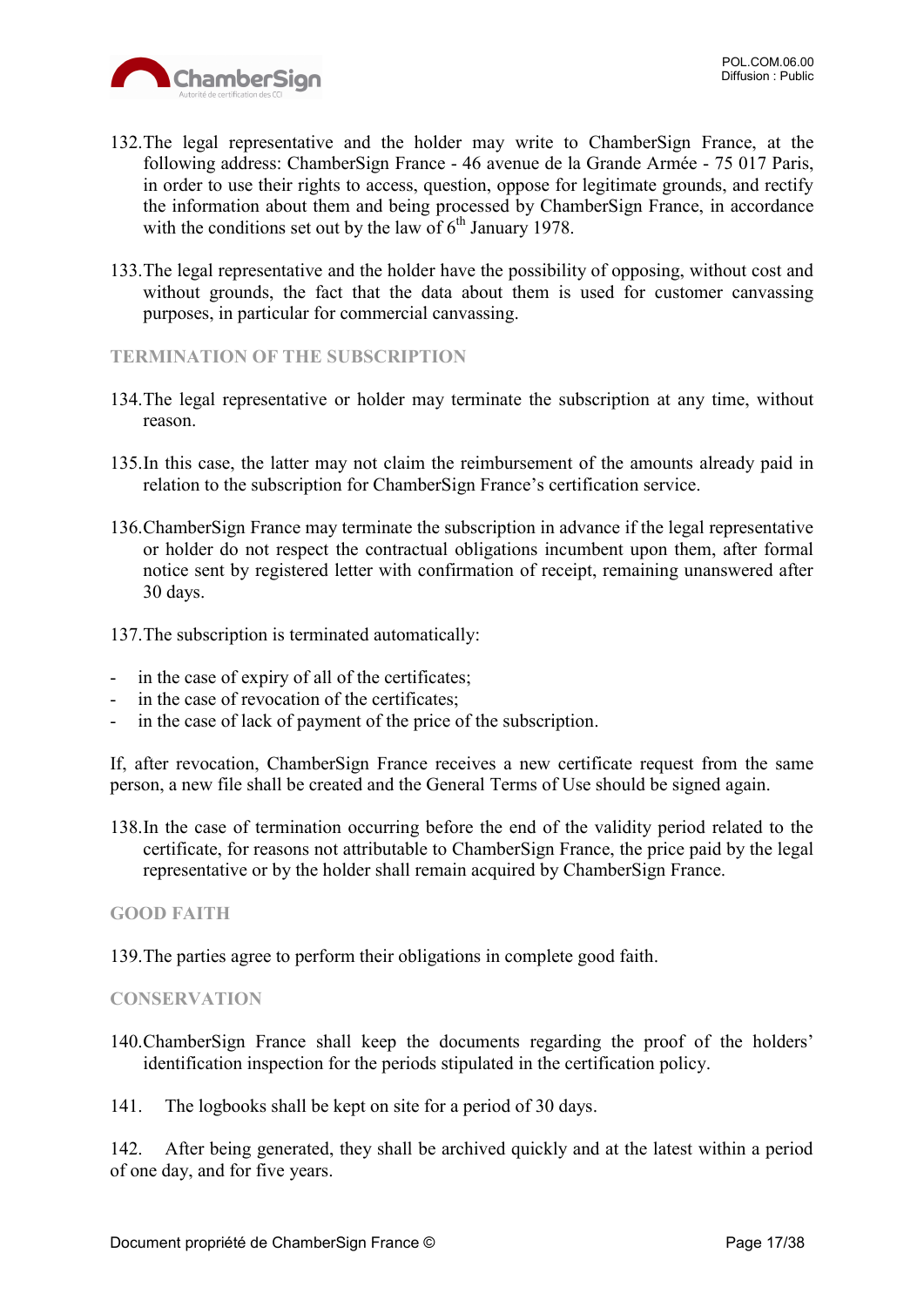132. The legal representative and the holder may write to ChamberSign France, at the following address: ChamberSign France - 46 avenue de la Grande Armée - 75 017 Paris, in order to use their rights to access, question, oppose for legitimate grounds, and rectify the information about them and being processed by ChamberSign France, in accordance with the conditions set out by the law of 6th January 1978.

133. The legal representative and the holder have the possibility of opposing, without cost and without grounds, the fact that the data about them is used for customer canvassing purposes, in particular for commercial canvassing.

## TERMINATION OF THE SUBSCRIPTION

134. The legal representative or holder may terminate the subscription at any time, without reason.

135. In this case, the latter may not claim the reimbursement of the amounts already paid in relation to the subscription for ChamberSign France's certification service.

136. ChamberSign France may terminate the subscription in advance if the legal representative or holder do not respect the contractual obligations incumbent upon them, after formal notice sent by registered letter with confirmation of receipt, remaining unanswered after 30 days.

137. The subscription is terminated automatically:

- in the case of expiry of all of the certificates;
- in the case of revocation of the certificates;
- in the case of lack of payment of the price of the subscription.

If, after revocation, ChamberSign France receives a new certificate request from the same person, a new file shall be created and the General Terms of Use should be signed again.

138. In the case of termination occurring before the end of the validity period related to the certificate, for reasons not attributable to ChamberSign France, the price paid by the legal representative or by the holder shall remain acquired by ChamberSign France.

## GOOD FAITH

139. The parties agree to perform their obligations in complete good faith.

## CONSERVATION

140. ChamberSign France shall keep the documents regarding the proof of the holders' identification inspection for the periods stipulated in the certification policy.

141. The logbooks shall be kept on site for a period of 30 days.

142. After being generated, they shall be archived quickly and at the latest within a period of one day, and for five years.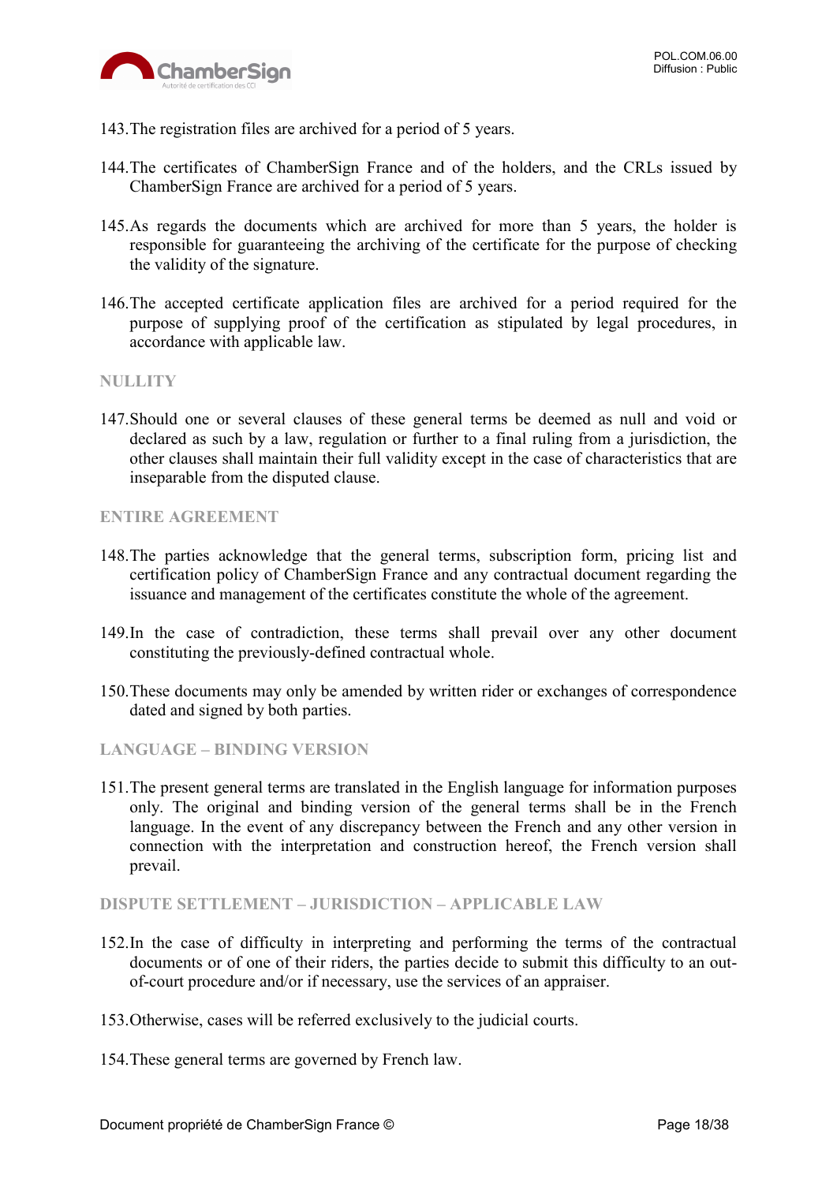143. The registration files are archived for a period of 5 years.

144. The certificates of ChamberSign France and of the holders, and the CRLs issued by ChamberSign France are archived for a period of 5 years.

145. As regards the documents which are archived for more than 5 years, the holder is responsible for guaranteeing the archiving of the certificate for the purpose of checking the validity of the signature.

146. The accepted certificate application files are archived for a period required for the purpose of supplying proof of the certification as stipulated by legal procedures, in accordance with applicable law.

## NULLITY

147. Should one or several clauses of these general terms be deemed as null and void or declared as such by a law, regulation or further to a final ruling from a jurisdiction, the other clauses shall maintain their full validity except in the case of characteristics that are inseparable from the disputed clause.

## ENTIRE AGREEMENT

148. The parties acknowledge that the general terms, subscription form, pricing list and certification policy of ChamberSign France and any contractual document regarding the issuance and management of the certificates constitute the whole of the agreement.

149. In the case of contradiction, these terms shall prevail over any other document constituting the previously-defined contractual whole.

150. These documents may only be amended by written rider or exchanges of correspondence dated and signed by both parties.

## LANGUAGE – BINDING VERSION

151. The present general terms are translated in the English language for information purposes only. The original and binding version of the general terms shall be in the French language. In the event of any discrepancy between the French and any other version in connection with the interpretation and construction hereof, the French version shall prevail.

## DISPUTE SETTLEMENT – JURISDICTION – APPLICABLE LAW

152. In the case of difficulty in interpreting and performing the terms of the contractual documents or of one of their riders, the parties decide to submit this difficulty to an out-of-court procedure and/or if necessary, use the services of an appraiser.

153. Otherwise, cases will be referred exclusively to the judicial courts.

154. These general terms are governed by French law.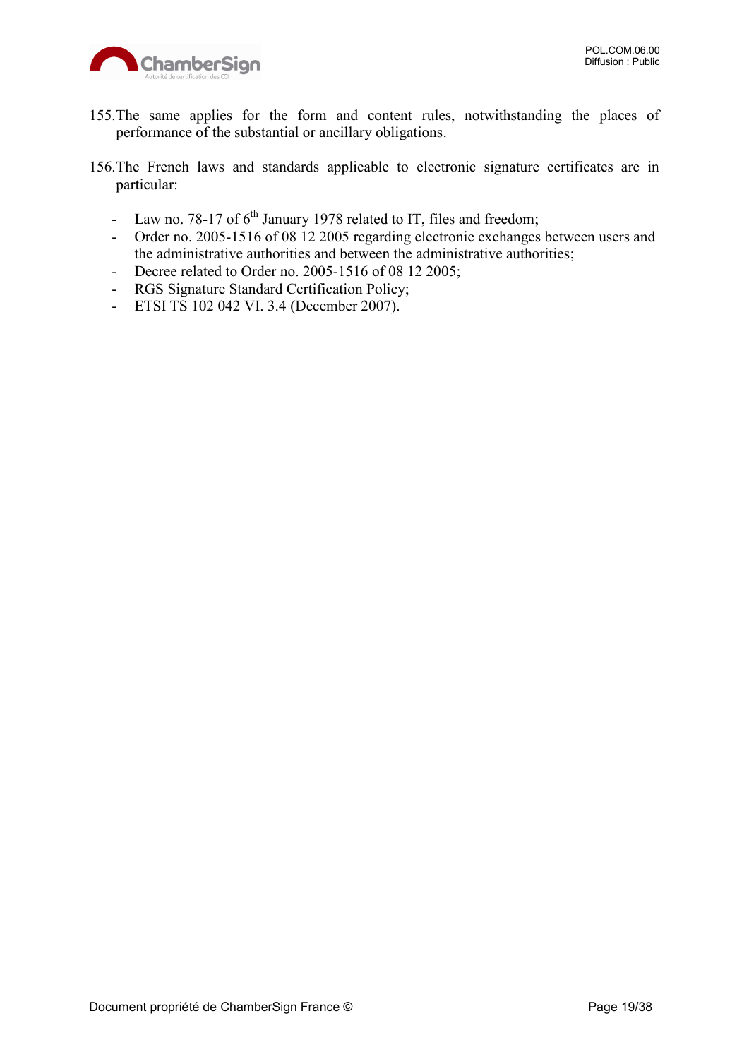155. The same applies for the form and content rules, notwithstanding the places of performance of the substantial or ancillary obligations.

156. The French laws and standards applicable to electronic signature certificates are in particular:

- Law no. 78-17 of 6th January 1978 related to IT, files and freedom;
- Order no. 2005-1516 of 08 12 2005 regarding electronic exchanges between users and the administrative authorities and between the administrative authorities;
- Decree related to Order no. 2005-1516 of 08 12 2005;
- RGS Signature Standard Certification Policy;
- ETSI TS 102 042 VI. 3.4 (December 2007).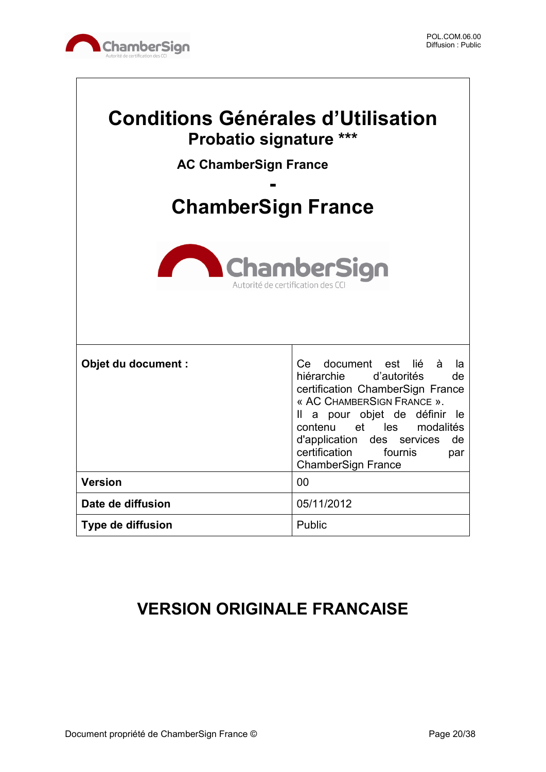# Conditions Générales d’Utilisation

## Probatio signature ***

### AC ChamberSign France

**-**

## ChamberSign France

| Objet du document : | Ce document est lié à la hiérarchie d’autorités de certification ChamberSign France « AC CHAMBERSIGN FRANCE ». Il a pour objet de définir le contenu et les modalités d'application des services de certification fournis par ChamberSign France |
|---|---|
| **Version** | 00 |
| **Date de diffusion** | 05/11/2012 |
| **Type de diffusion** | Public |

## VERSION ORIGINALE FRANCAISE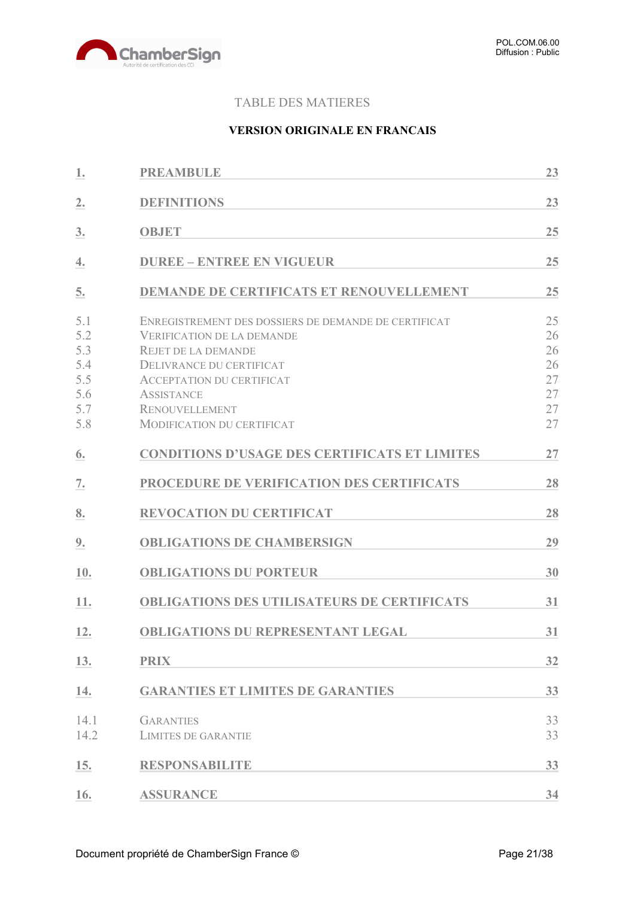TABLE DES MATIERES

**VERSION ORIGINALE EN FRANCAIS**

| | | |
|---|---|---|
| **1.** | **PREAMBULE** | **23** |
| **2.** | **DEFINITIONS** | **23** |
| **3.** | **OBJET** | **25** |
| **4.** | **DUREE – ENTREE EN VIGUEUR** | **25** |
| **5.** | **DEMANDE DE CERTIFICATS ET RENOUVELLEMENT** | **25** |
| 5.1 | ENREGISTREMENT DES DOSSIERS DE DEMANDE DE CERTIFICAT | 25 |
| 5.2 | VERIFICATION DE LA DEMANDE | 26 |
| 5.3 | REJET DE LA DEMANDE | 26 |
| 5.4 | DELIVRANCE DU CERTIFICAT | 26 |
| 5.5 | ACCEPTATION DU CERTIFICAT | 27 |
| 5.6 | ASSISTANCE | 27 |
| 5.7 | RENOUVELLEMENT | 27 |
| 5.8 | MODIFICATION DU CERTIFICAT | 27 |
| **6.** | **CONDITIONS D'USAGE DES CERTIFICATS ET LIMITES** | **27** |
| **7.** | **PROCEDURE DE VERIFICATION DES CERTIFICATS** | **28** |
| **8.** | **REVOCATION DU CERTIFICAT** | **28** |
| **9.** | **OBLIGATIONS DE CHAMBERSIGN** | **29** |
| **10.** | **OBLIGATIONS DU PORTEUR** | **30** |
| **11.** | **OBLIGATIONS DES UTILISATEURS DE CERTIFICATS** | **31** |
| **12.** | **OBLIGATIONS DU REPRESENTANT LEGAL** | **31** |
| **13.** | **PRIX** | **32** |
| **14.** | **GARANTIES ET LIMITES DE GARANTIES** | **33** |
| 14.1 | GARANTIES | 33 |
| 14.2 | LIMITES DE GARANTIE | 33 |
| **15.** | **RESPONSABILITE** | **33** |
| **16.** | **ASSURANCE** | **34** |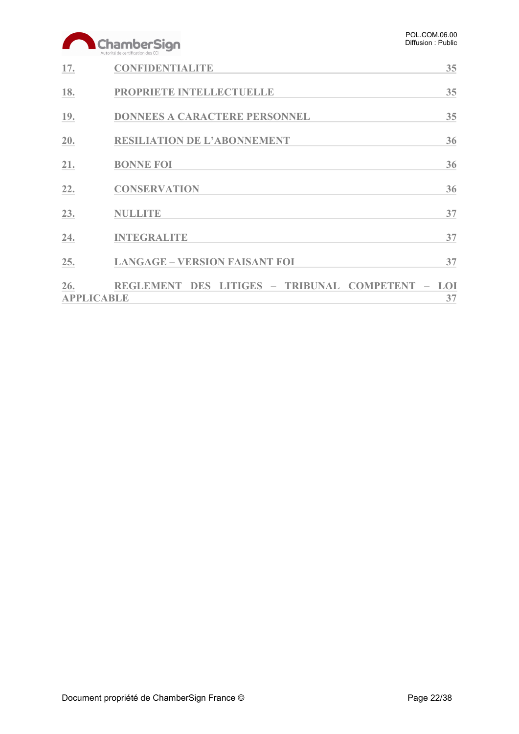17. CONFIDENTIALITE 35

18. PROPRIETE INTELLECTUELLE 35

19. DONNEES A CARACTERE PERSONNEL 35

20. RESILIATION DE L'ABONNEMENT 36

21. BONNE FOI 36

22. CONSERVATION 36

23. NULLITE 37

24. INTEGRALITE 37

25. LANGAGE – VERSION FAISANT FOI 37

26. REGLEMENT DES LITIGES – TRIBUNAL COMPETENT – LOI APPLICABLE 37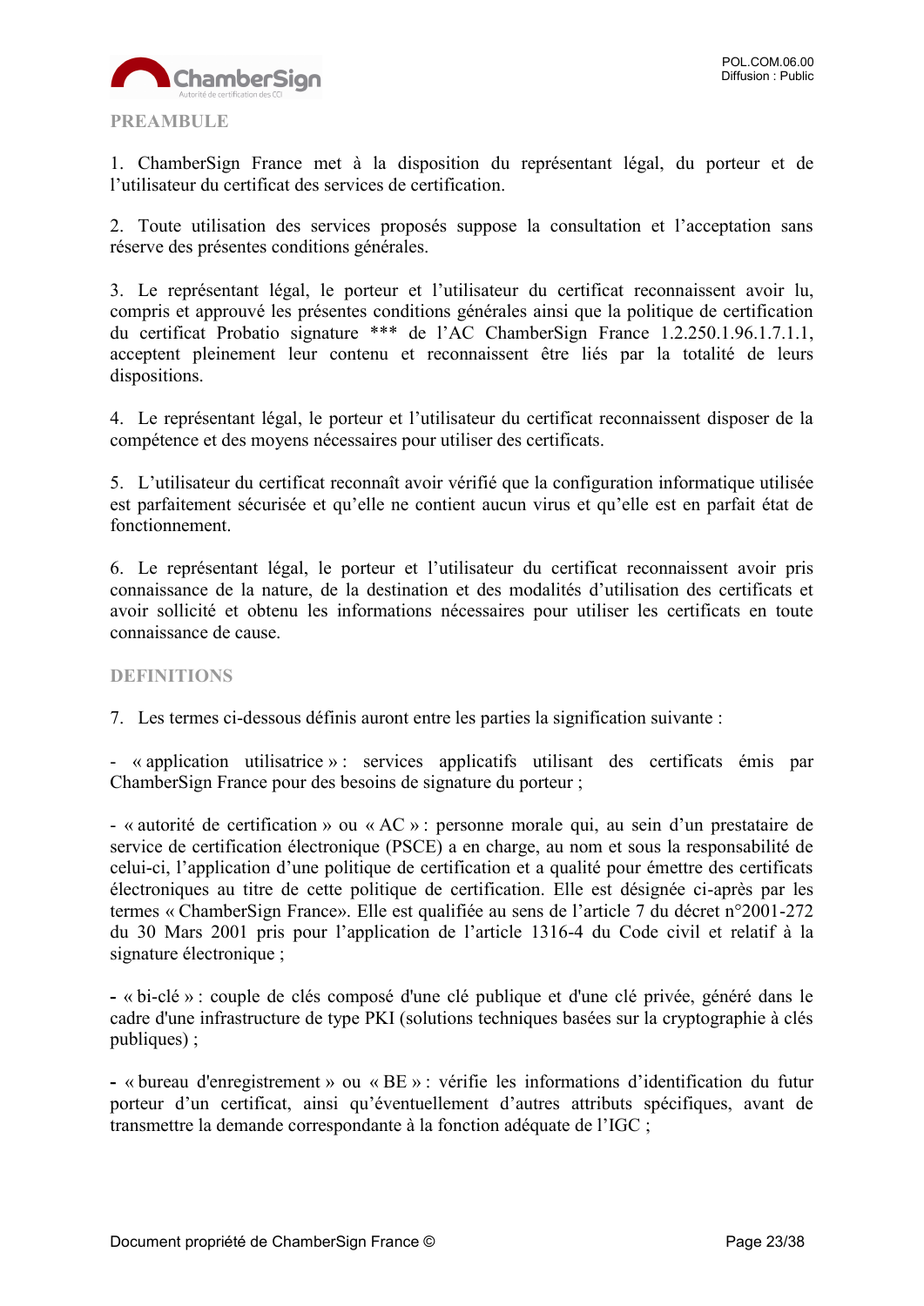## PREAMBULE

1. ChamberSign France met à la disposition du représentant légal, du porteur et de l'utilisateur du certificat des services de certification.

2. Toute utilisation des services proposés suppose la consultation et l'acceptation sans réserve des présentes conditions générales.

3. Le représentant légal, le porteur et l'utilisateur du certificat reconnaissent avoir lu, compris et approuvé les présentes conditions générales ainsi que la politique de certification du certificat Probatio signature *** de l'AC ChamberSign France 1.2.250.1.96.1.7.1.1, acceptent pleinement leur contenu et reconnaissent être liés par la totalité de leurs dispositions.

4. Le représentant légal, le porteur et l'utilisateur du certificat reconnaissent disposer de la compétence et des moyens nécessaires pour utiliser des certificats.

5. L'utilisateur du certificat reconnaît avoir vérifié que la configuration informatique utilisée est parfaitement sécurisée et qu'elle ne contient aucun virus et qu'elle est en parfait état de fonctionnement.

6. Le représentant légal, le porteur et l'utilisateur du certificat reconnaissent avoir pris connaissance de la nature, de la destination et des modalités d'utilisation des certificats et avoir sollicité et obtenu les informations nécessaires pour utiliser les certificats en toute connaissance de cause.

## DEFINITIONS

7. Les termes ci-dessous définis auront entre les parties la signification suivante :

- « application utilisatrice » : services applicatifs utilisant des certificats émis par ChamberSign France pour des besoins de signature du porteur ;

- « autorité de certification » ou « AC » : personne morale qui, au sein d'un prestataire de service de certification électronique (PSCE) a en charge, au nom et sous la responsabilité de celui-ci, l'application d'une politique de certification et a qualité pour émettre des certificats électroniques au titre de cette politique de certification. Elle est désignée ci-après par les termes « ChamberSign France». Elle est qualifiée au sens de l'article 7 du décret n°2001-272 du 30 Mars 2001 pris pour l'application de l'article 1316-4 du Code civil et relatif à la signature électronique ;

- « bi-clé » : couple de clés composé d'une clé publique et d'une clé privée, généré dans le cadre d'une infrastructure de type PKI (solutions techniques basées sur la cryptographie à clés publiques) ;

- « bureau d'enregistrement » ou « BE » : vérifie les informations d'identification du futur porteur d'un certificat, ainsi qu'éventuellement d'autres attributs spécifiques, avant de transmettre la demande correspondante à la fonction adéquate de l'IGC ;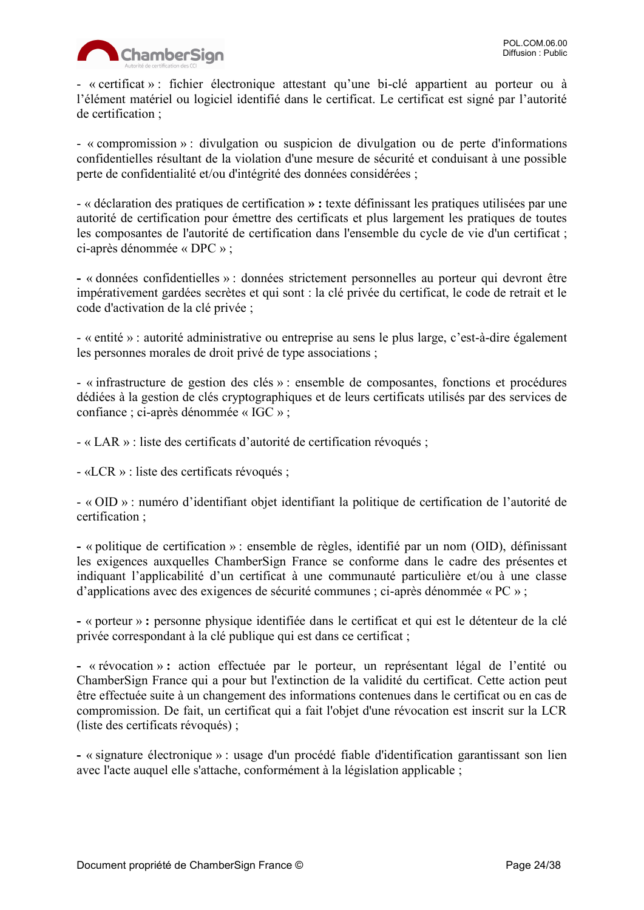- « certificat » : fichier électronique attestant qu'une bi-clé appartient au porteur ou à l'élément matériel ou logiciel identifié dans le certificat. Le certificat est signé par l'autorité de certification ;

- « compromission » : divulgation ou suspicion de divulgation ou de perte d'informations confidentielles résultant de la violation d'une mesure de sécurité et conduisant à une possible perte de confidentialité et/ou d'intégrité des données considérées ;

- « déclaration des pratiques de certification **» :** texte définissant les pratiques utilisées par une autorité de certification pour émettre des certificats et plus largement les pratiques de toutes les composantes de l'autorité de certification dans l'ensemble du cycle de vie d'un certificat ; ci-après dénommée « DPC » ;

**-** « données confidentielles » : données strictement personnelles au porteur qui devront être impérativement gardées secrètes et qui sont : la clé privée du certificat, le code de retrait et le code d'activation de la clé privée ;

- « entité » : autorité administrative ou entreprise au sens le plus large, c'est-à-dire également les personnes morales de droit privé de type associations ;

- « infrastructure de gestion des clés » : ensemble de composantes, fonctions et procédures dédiées à la gestion de clés cryptographiques et de leurs certificats utilisés par des services de confiance ; ci-après dénommée « IGC » ;

- « LAR » : liste des certificats d'autorité de certification révoqués ;

- «LCR » : liste des certificats révoqués ;

- « OID » : numéro d'identifiant objet identifiant la politique de certification de l'autorité de certification ;

**-** « politique de certification » : ensemble de règles, identifié par un nom (OID), définissant les exigences auxquelles ChamberSign France se conforme dans le cadre des présentes et indiquant l'applicabilité d'un certificat à une communauté particulière et/ou à une classe d'applications avec des exigences de sécurité communes ; ci-après dénommée « PC » ;

**-** « porteur » **:** personne physique identifiée dans le certificat et qui est le détenteur de la clé privée correspondant à la clé publique qui est dans ce certificat ;

**-** « révocation » **:** action effectuée par le porteur, un représentant légal de l'entité ou ChamberSign France qui a pour but l'extinction de la validité du certificat. Cette action peut être effectuée suite à un changement des informations contenues dans le certificat ou en cas de compromission. De fait, un certificat qui a fait l'objet d'une révocation est inscrit sur la LCR (liste des certificats révoqués) ;

**-** « signature électronique » : usage d'un procédé fiable d'identification garantissant son lien avec l'acte auquel elle s'attache, conformément à la législation applicable ;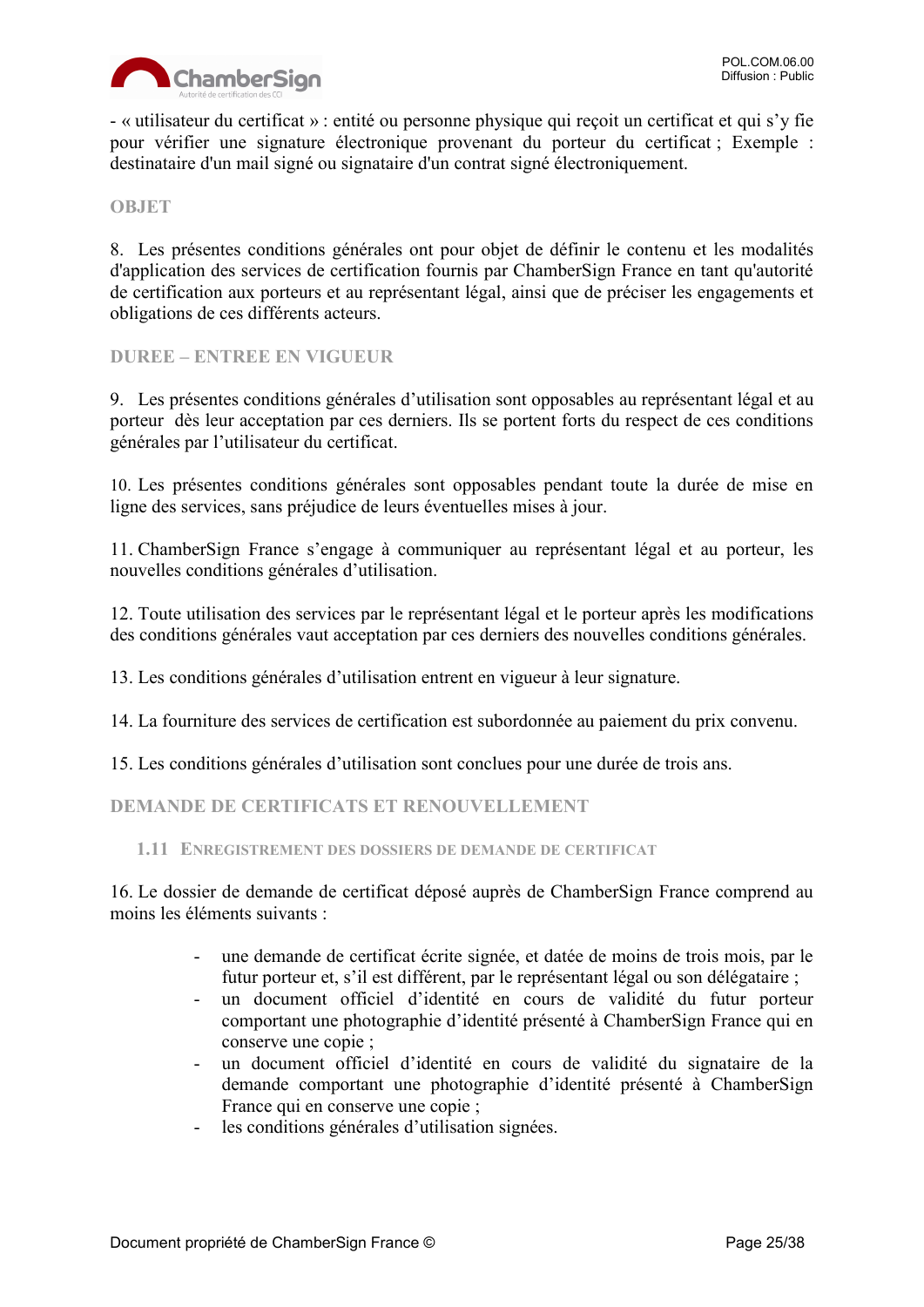- « utilisateur du certificat » : entité ou personne physique qui reçoit un certificat et qui s'y fie pour vérifier une signature électronique provenant du porteur du certificat ; Exemple : destinataire d'un mail signé ou signataire d'un contrat signé électroniquement.

## OBJET

8. Les présentes conditions générales ont pour objet de définir le contenu et les modalités d'application des services de certification fournis par ChamberSign France en tant qu'autorité de certification aux porteurs et au représentant légal, ainsi que de préciser les engagements et obligations de ces différents acteurs.

## DUREE – ENTREE EN VIGUEUR

9. Les présentes conditions générales d'utilisation sont opposables au représentant légal et au porteur dès leur acceptation par ces derniers. Ils se portent forts du respect de ces conditions générales par l'utilisateur du certificat.

10. Les présentes conditions générales sont opposables pendant toute la durée de mise en ligne des services, sans préjudice de leurs éventuelles mises à jour.

11. ChamberSign France s'engage à communiquer au représentant légal et au porteur, les nouvelles conditions générales d'utilisation.

12. Toute utilisation des services par le représentant légal et le porteur après les modifications des conditions générales vaut acceptation par ces derniers des nouvelles conditions générales.

13. Les conditions générales d'utilisation entrent en vigueur à leur signature.

14. La fourniture des services de certification est subordonnée au paiement du prix convenu.

15. Les conditions générales d'utilisation sont conclues pour une durée de trois ans.

## DEMANDE DE CERTIFICATS ET RENOUVELLEMENT

### 1.11 Enregistrement des dossiers de demande de certificat

16. Le dossier de demande de certificat déposé auprès de ChamberSign France comprend au moins les éléments suivants :

- une demande de certificat écrite signée, et datée de moins de trois mois, par le futur porteur et, s'il est différent, par le représentant légal ou son délégataire ;
- un document officiel d'identité en cours de validité du futur porteur comportant une photographie d'identité présenté à ChamberSign France qui en conserve une copie ;
- un document officiel d'identité en cours de validité du signataire de la demande comportant une photographie d'identité présenté à ChamberSign France qui en conserve une copie ;
- les conditions générales d'utilisation signées.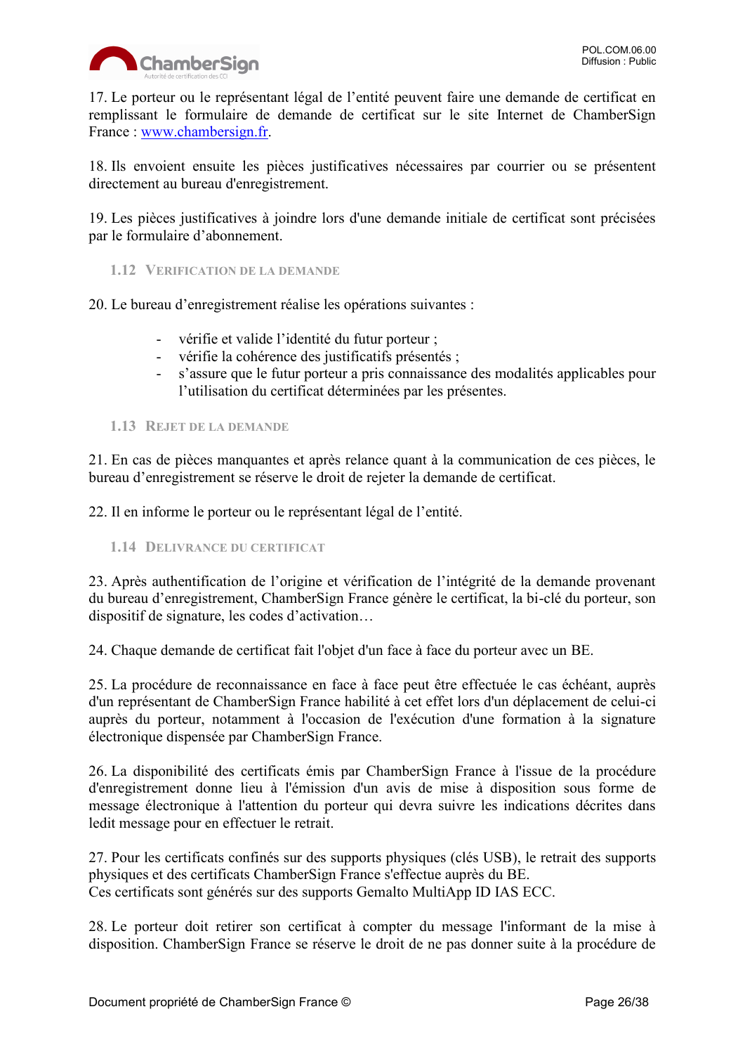17. Le porteur ou le représentant légal de l'entité peuvent faire une demande de certificat en remplissant le formulaire de demande de certificat sur le site Internet de ChamberSign France : www.chambersign.fr.

18. Ils envoient ensuite les pièces justificatives nécessaires par courrier ou se présentent directement au bureau d'enregistrement.

19. Les pièces justificatives à joindre lors d'une demande initiale de certificat sont précisées par le formulaire d'abonnement.

### 1.12 Verification de la demande

20. Le bureau d'enregistrement réalise les opérations suivantes :

- vérifie et valide l'identité du futur porteur ;
- vérifie la cohérence des justificatifs présentés ;
- s'assure que le futur porteur a pris connaissance des modalités applicables pour l'utilisation du certificat déterminées par les présentes.

### 1.13 Rejet de la demande

21. En cas de pièces manquantes et après relance quant à la communication de ces pièces, le bureau d'enregistrement se réserve le droit de rejeter la demande de certificat.

22. Il en informe le porteur ou le représentant légal de l'entité.

### 1.14 Delivrance du certificat

23. Après authentification de l'origine et vérification de l'intégrité de la demande provenant du bureau d'enregistrement, ChamberSign France génère le certificat, la bi-clé du porteur, son dispositif de signature, les codes d'activation…

24. Chaque demande de certificat fait l'objet d'un face à face du porteur avec un BE.

25. La procédure de reconnaissance en face à face peut être effectuée le cas échéant, auprès d'un représentant de ChamberSign France habilité à cet effet lors d'un déplacement de celui-ci auprès du porteur, notamment à l'occasion de l'exécution d'une formation à la signature électronique dispensée par ChamberSign France.

26. La disponibilité des certificats émis par ChamberSign France à l'issue de la procédure d'enregistrement donne lieu à l'émission d'un avis de mise à disposition sous forme de message électronique à l'attention du porteur qui devra suivre les indications décrites dans ledit message pour en effectuer le retrait.

27. Pour les certificats confinés sur des supports physiques (clés USB), le retrait des supports physiques et des certificats ChamberSign France s'effectue auprès du BE.
Ces certificats sont générés sur des supports Gemalto MultiApp ID IAS ECC.

28. Le porteur doit retirer son certificat à compter du message l'informant de la mise à disposition. ChamberSign France se réserve le droit de ne pas donner suite à la procédure de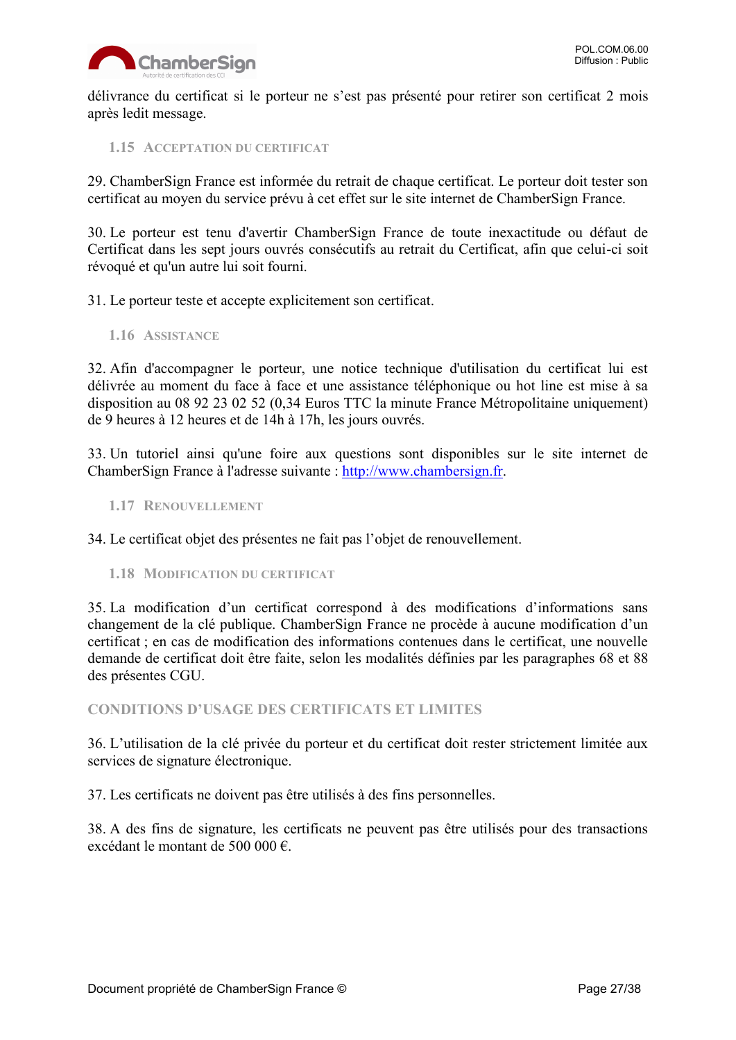délivrance du certificat si le porteur ne s'est pas présenté pour retirer son certificat 2 mois après ledit message.

### 1.15 Acceptation du certificat

29. ChamberSign France est informée du retrait de chaque certificat. Le porteur doit tester son certificat au moyen du service prévu à cet effet sur le site internet de ChamberSign France.

30. Le porteur est tenu d'avertir ChamberSign France de toute inexactitude ou défaut de Certificat dans les sept jours ouvrés consécutifs au retrait du Certificat, afin que celui-ci soit révoqué et qu'un autre lui soit fourni.

31. Le porteur teste et accepte explicitement son certificat.

### 1.16 Assistance

32. Afin d'accompagner le porteur, une notice technique d'utilisation du certificat lui est délivrée au moment du face à face et une assistance téléphonique ou hot line est mise à sa disposition au 08 92 23 02 52 (0,34 Euros TTC la minute France Métropolitaine uniquement) de 9 heures à 12 heures et de 14h à 17h, les jours ouvrés.

33. Un tutoriel ainsi qu'une foire aux questions sont disponibles sur le site internet de ChamberSign France à l'adresse suivante : [http://www.chambersign.fr](http://www.chambersign.fr).

### 1.17 Renouvellement

34. Le certificat objet des présentes ne fait pas l'objet de renouvellement.

### 1.18 Modification du certificat

35. La modification d'un certificat correspond à des modifications d'informations sans changement de la clé publique. ChamberSign France ne procède à aucune modification d'un certificat ; en cas de modification des informations contenues dans le certificat, une nouvelle demande de certificat doit être faite, selon les modalités définies par les paragraphes 68 et 88 des présentes CGU.

## CONDITIONS D'USAGE DES CERTIFICATS ET LIMITES

36. L'utilisation de la clé privée du porteur et du certificat doit rester strictement limitée aux services de signature électronique.

37. Les certificats ne doivent pas être utilisés à des fins personnelles.

38. A des fins de signature, les certificats ne peuvent pas être utilisés pour des transactions excédant le montant de 500 000 €.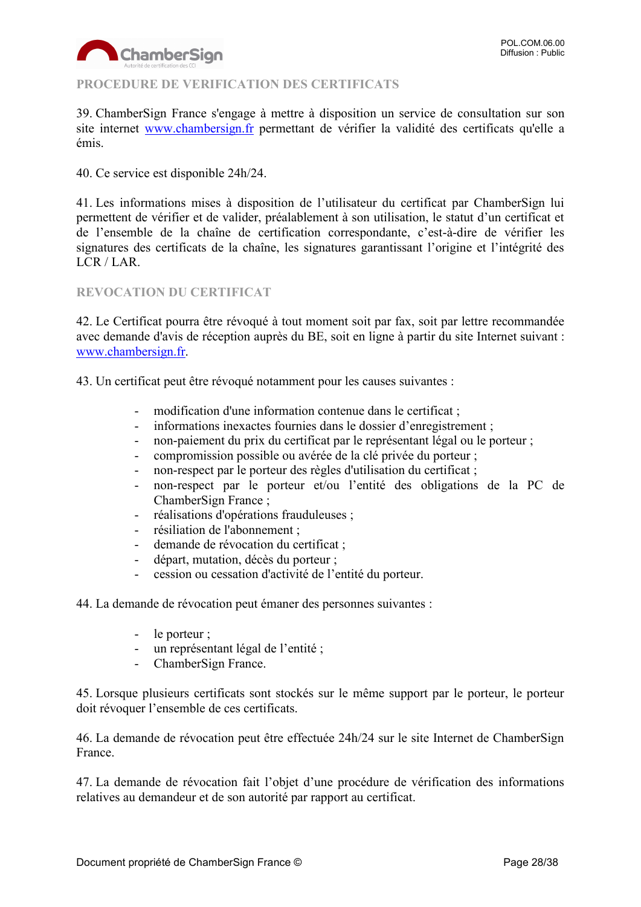## PROCEDURE DE VERIFICATION DES CERTIFICATS

39. ChamberSign France s'engage à mettre à disposition un service de consultation sur son site internet www.chambersign.fr permettant de vérifier la validité des certificats qu'elle a émis.

40. Ce service est disponible 24h/24.

41. Les informations mises à disposition de l'utilisateur du certificat par ChamberSign lui permettent de vérifier et de valider, préalablement à son utilisation, le statut d'un certificat et de l'ensemble de la chaîne de certification correspondante, c'est-à-dire de vérifier les signatures des certificats de la chaîne, les signatures garantissant l'origine et l'intégrité des LCR / LAR.

## REVOCATION DU CERTIFICAT

42. Le Certificat pourra être révoqué à tout moment soit par fax, soit par lettre recommandée avec demande d'avis de réception auprès du BE, soit en ligne à partir du site Internet suivant : www.chambersign.fr.

43. Un certificat peut être révoqué notamment pour les causes suivantes :

- modification d'une information contenue dans le certificat ;
- informations inexactes fournies dans le dossier d'enregistrement ;
- non-paiement du prix du certificat par le représentant légal ou le porteur ;
- compromission possible ou avérée de la clé privée du porteur ;
- non-respect par le porteur des règles d'utilisation du certificat ;
- non-respect par le porteur et/ou l'entité des obligations de la PC de ChamberSign France ;
- réalisations d'opérations frauduleuses ;
- résiliation de l'abonnement ;
- demande de révocation du certificat ;
- départ, mutation, décès du porteur ;
- cession ou cessation d'activité de l'entité du porteur.

44. La demande de révocation peut émaner des personnes suivantes :

- le porteur ;
- un représentant légal de l'entité ;
- ChamberSign France.

45. Lorsque plusieurs certificats sont stockés sur le même support par le porteur, le porteur doit révoquer l'ensemble de ces certificats.

46. La demande de révocation peut être effectuée 24h/24 sur le site Internet de ChamberSign France.

47. La demande de révocation fait l'objet d'une procédure de vérification des informations relatives au demandeur et de son autorité par rapport au certificat.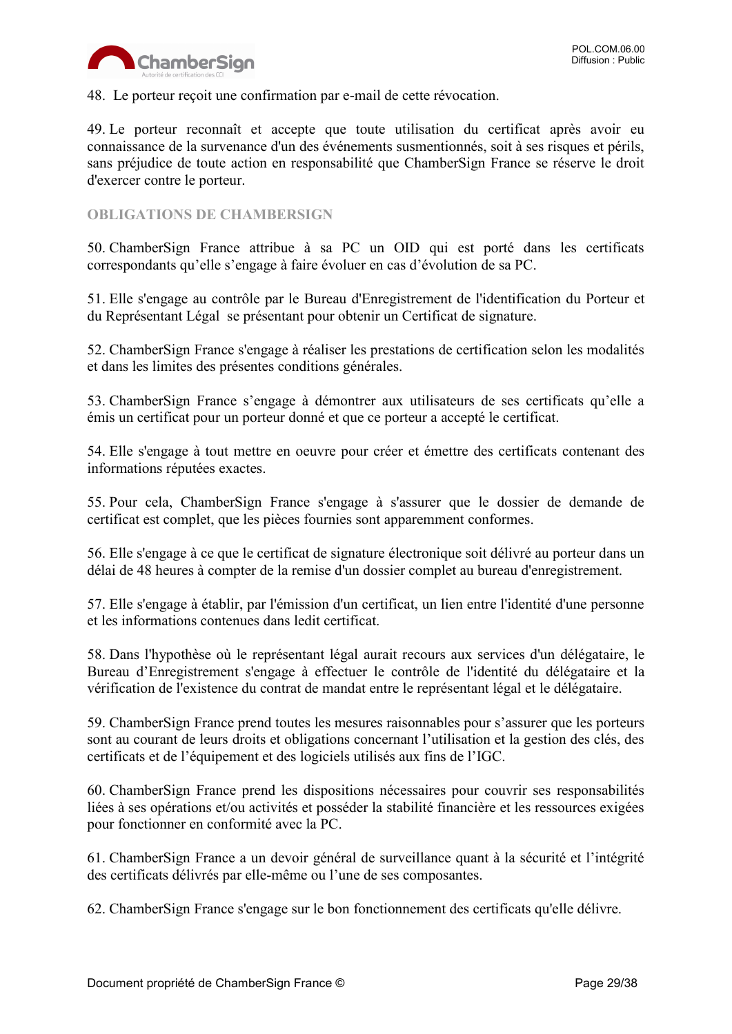48. Le porteur reçoit une confirmation par e-mail de cette révocation.

49. Le porteur reconnaît et accepte que toute utilisation du certificat après avoir eu connaissance de la survenance d'un des événements susmentionnés, soit à ses risques et périls, sans préjudice de toute action en responsabilité que ChamberSign France se réserve le droit d'exercer contre le porteur.

## OBLIGATIONS DE CHAMBERSIGN

50. ChamberSign France attribue à sa PC un OID qui est porté dans les certificats correspondants qu'elle s'engage à faire évoluer en cas d'évolution de sa PC.

51. Elle s'engage au contrôle par le Bureau d'Enregistrement de l'identification du Porteur et du Représentant Légal se présentant pour obtenir un Certificat de signature.

52. ChamberSign France s'engage à réaliser les prestations de certification selon les modalités et dans les limites des présentes conditions générales.

53. ChamberSign France s'engage à démontrer aux utilisateurs de ses certificats qu'elle a émis un certificat pour un porteur donné et que ce porteur a accepté le certificat.

54. Elle s'engage à tout mettre en oeuvre pour créer et émettre des certificats contenant des informations réputées exactes.

55. Pour cela, ChamberSign France s'engage à s'assurer que le dossier de demande de certificat est complet, que les pièces fournies sont apparemment conformes.

56. Elle s'engage à ce que le certificat de signature électronique soit délivré au porteur dans un délai de 48 heures à compter de la remise d'un dossier complet au bureau d'enregistrement.

57. Elle s'engage à établir, par l'émission d'un certificat, un lien entre l'identité d'une personne et les informations contenues dans ledit certificat.

58. Dans l'hypothèse où le représentant légal aurait recours aux services d'un délégataire, le Bureau d'Enregistrement s'engage à effectuer le contrôle de l'identité du délégataire et la vérification de l'existence du contrat de mandat entre le représentant légal et le délégataire.

59. ChamberSign France prend toutes les mesures raisonnables pour s'assurer que les porteurs sont au courant de leurs droits et obligations concernant l'utilisation et la gestion des clés, des certificats et de l'équipement et des logiciels utilisés aux fins de l'IGC.

60. ChamberSign France prend les dispositions nécessaires pour couvrir ses responsabilités liées à ses opérations et/ou activités et posséder la stabilité financière et les ressources exigées pour fonctionner en conformité avec la PC.

61. ChamberSign France a un devoir général de surveillance quant à la sécurité et l'intégrité des certificats délivrés par elle-même ou l'une de ses composantes.

62. ChamberSign France s'engage sur le bon fonctionnement des certificats qu'elle délivre.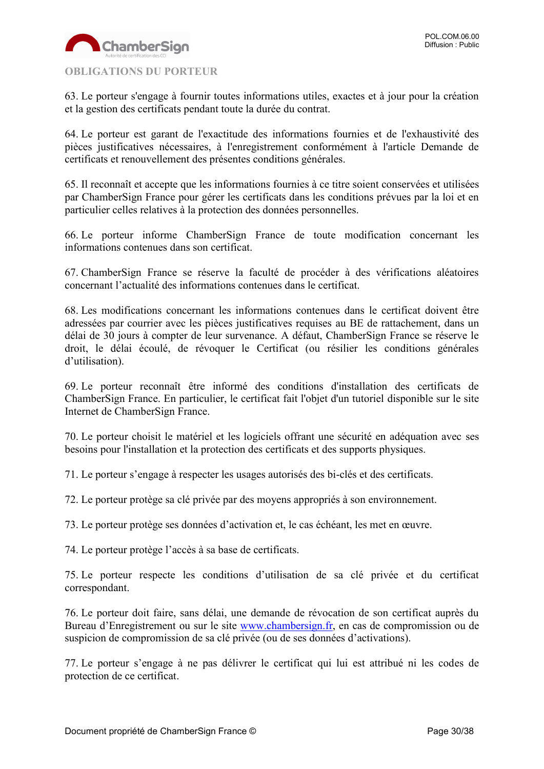## OBLIGATIONS DU PORTEUR

63. Le porteur s'engage à fournir toutes informations utiles, exactes et à jour pour la création et la gestion des certificats pendant toute la durée du contrat.

64. Le porteur est garant de l'exactitude des informations fournies et de l'exhaustivité des pièces justificatives nécessaires, à l'enregistrement conformément à l'article Demande de certificats et renouvellement des présentes conditions générales.

65. Il reconnaît et accepte que les informations fournies à ce titre soient conservées et utilisées par ChamberSign France pour gérer les certificats dans les conditions prévues par la loi et en particulier celles relatives à la protection des données personnelles.

66. Le porteur informe ChamberSign France de toute modification concernant les informations contenues dans son certificat.

67. ChamberSign France se réserve la faculté de procéder à des vérifications aléatoires concernant l'actualité des informations contenues dans le certificat.

68. Les modifications concernant les informations contenues dans le certificat doivent être adressées par courrier avec les pièces justificatives requises au BE de rattachement, dans un délai de 30 jours à compter de leur survenance. A défaut, ChamberSign France se réserve le droit, le délai écoulé, de révoquer le Certificat (ou résilier les conditions générales d'utilisation).

69. Le porteur reconnaît être informé des conditions d'installation des certificats de ChamberSign France. En particulier, le certificat fait l'objet d'un tutoriel disponible sur le site Internet de ChamberSign France.

70. Le porteur choisit le matériel et les logiciels offrant une sécurité en adéquation avec ses besoins pour l'installation et la protection des certificats et des supports physiques.

71. Le porteur s'engage à respecter les usages autorisés des bi-clés et des certificats.

72. Le porteur protège sa clé privée par des moyens appropriés à son environnement.

73. Le porteur protège ses données d'activation et, le cas échéant, les met en œuvre.

74. Le porteur protège l'accès à sa base de certificats.

75. Le porteur respecte les conditions d'utilisation de sa clé privée et du certificat correspondant.

76. Le porteur doit faire, sans délai, une demande de révocation de son certificat auprès du Bureau d'Enregistrement ou sur le site www.chambersign.fr, en cas de compromission ou de suspicion de compromission de sa clé privée (ou de ses données d'activations).

77. Le porteur s'engage à ne pas délivrer le certificat qui lui est attribué ni les codes de protection de ce certificat.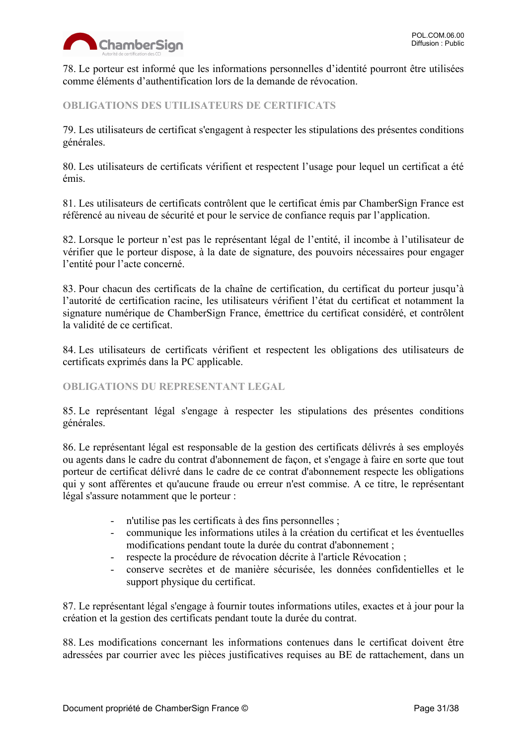78. Le porteur est informé que les informations personnelles d'identité pourront être utilisées comme éléments d'authentification lors de la demande de révocation.

## OBLIGATIONS DES UTILISATEURS DE CERTIFICATS

79. Les utilisateurs de certificat s'engagent à respecter les stipulations des présentes conditions générales.

80. Les utilisateurs de certificats vérifient et respectent l'usage pour lequel un certificat a été émis.

81. Les utilisateurs de certificats contrôlent que le certificat émis par ChamberSign France est référencé au niveau de sécurité et pour le service de confiance requis par l'application.

82. Lorsque le porteur n'est pas le représentant légal de l'entité, il incombe à l'utilisateur de vérifier que le porteur dispose, à la date de signature, des pouvoirs nécessaires pour engager l'entité pour l'acte concerné.

83. Pour chacun des certificats de la chaîne de certification, du certificat du porteur jusqu'à l'autorité de certification racine, les utilisateurs vérifient l'état du certificat et notamment la signature numérique de ChamberSign France, émettrice du certificat considéré, et contrôlent la validité de ce certificat.

84. Les utilisateurs de certificats vérifient et respectent les obligations des utilisateurs de certificats exprimés dans la PC applicable.

## OBLIGATIONS DU REPRESENTANT LEGAL

85. Le représentant légal s'engage à respecter les stipulations des présentes conditions générales.

86. Le représentant légal est responsable de la gestion des certificats délivrés à ses employés ou agents dans le cadre du contrat d'abonnement de façon, et s'engage à faire en sorte que tout porteur de certificat délivré dans le cadre de ce contrat d'abonnement respecte les obligations qui y sont afférentes et qu'aucune fraude ou erreur n'est commise. A ce titre, le représentant légal s'assure notamment que le porteur :

- n'utilise pas les certificats à des fins personnelles ;
- communique les informations utiles à la création du certificat et les éventuelles modifications pendant toute la durée du contrat d'abonnement ;
- respecte la procédure de révocation décrite à l'article Révocation ;
- conserve secrètes et de manière sécurisée, les données confidentielles et le support physique du certificat.

87. Le représentant légal s'engage à fournir toutes informations utiles, exactes et à jour pour la création et la gestion des certificats pendant toute la durée du contrat.

88. Les modifications concernant les informations contenues dans le certificat doivent être adressées par courrier avec les pièces justificatives requises au BE de rattachement, dans un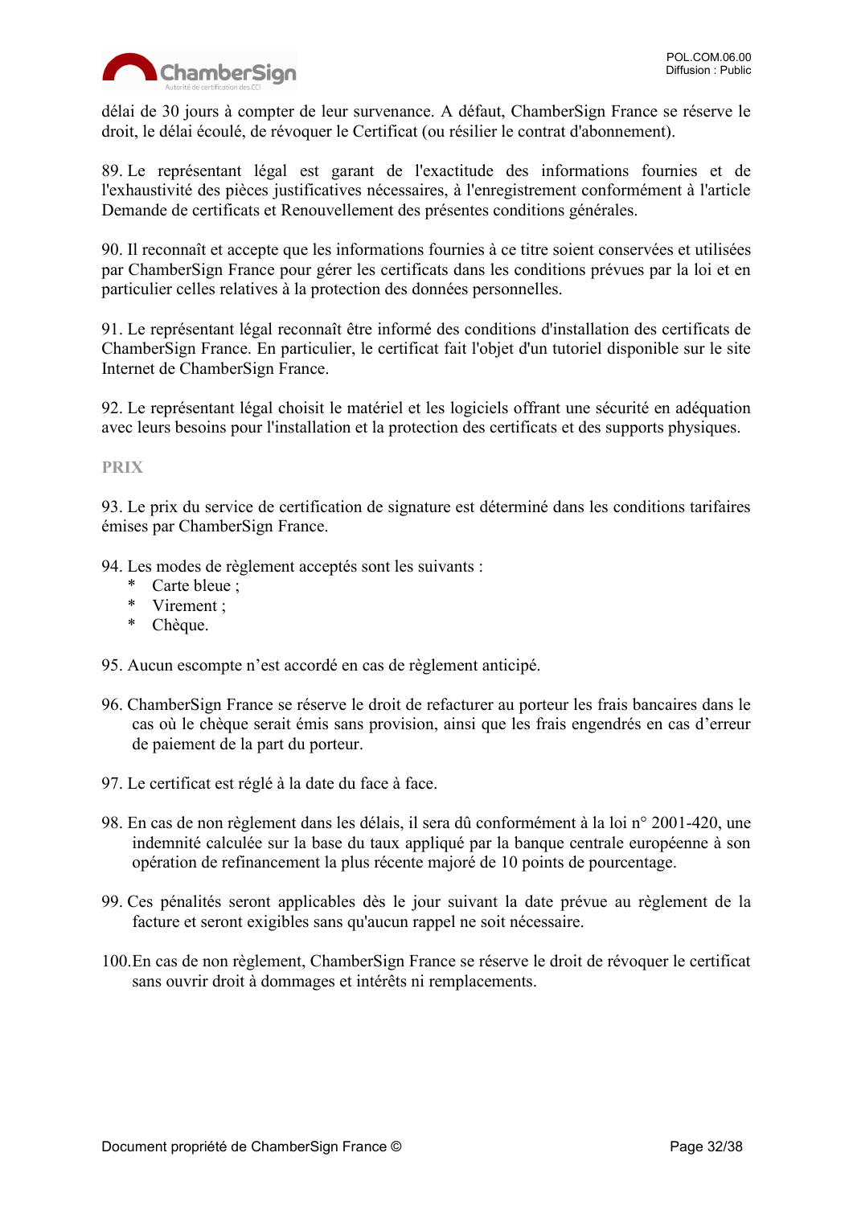délai de 30 jours à compter de leur survenance. A défaut, ChamberSign France se réserve le droit, le délai écoulé, de révoquer le Certificat (ou résilier le contrat d'abonnement).

89. Le représentant légal est garant de l'exactitude des informations fournies et de l'exhaustivité des pièces justificatives nécessaires, à l'enregistrement conformément à l'article Demande de certificats et Renouvellement des présentes conditions générales.

90. Il reconnaît et accepte que les informations fournies à ce titre soient conservées et utilisées par ChamberSign France pour gérer les certificats dans les conditions prévues par la loi et en particulier celles relatives à la protection des données personnelles.

91. Le représentant légal reconnaît être informé des conditions d'installation des certificats de ChamberSign France. En particulier, le certificat fait l'objet d'un tutoriel disponible sur le site Internet de ChamberSign France.

92. Le représentant légal choisit le matériel et les logiciels offrant une sécurité en adéquation avec leurs besoins pour l'installation et la protection des certificats et des supports physiques.

## PRIX

93. Le prix du service de certification de signature est déterminé dans les conditions tarifaires émises par ChamberSign France.

94. Les modes de règlement acceptés sont les suivants :
   * Carte bleue ;
   * Virement ;
   * Chèque.

95. Aucun escompte n'est accordé en cas de règlement anticipé.

96. ChamberSign France se réserve le droit de refacturer au porteur les frais bancaires dans le cas où le chèque serait émis sans provision, ainsi que les frais engendrés en cas d'erreur de paiement de la part du porteur.

97. Le certificat est réglé à la date du face à face.

98. En cas de non règlement dans les délais, il sera dû conformément à la loi n° 2001-420, une indemnité calculée sur la base du taux appliqué par la banque centrale européenne à son opération de refinancement la plus récente majoré de 10 points de pourcentage.

99. Ces pénalités seront applicables dès le jour suivant la date prévue au règlement de la facture et seront exigibles sans qu'aucun rappel ne soit nécessaire.

100. En cas de non règlement, ChamberSign France se réserve le droit de révoquer le certificat sans ouvrir droit à dommages et intérêts ni remplacements.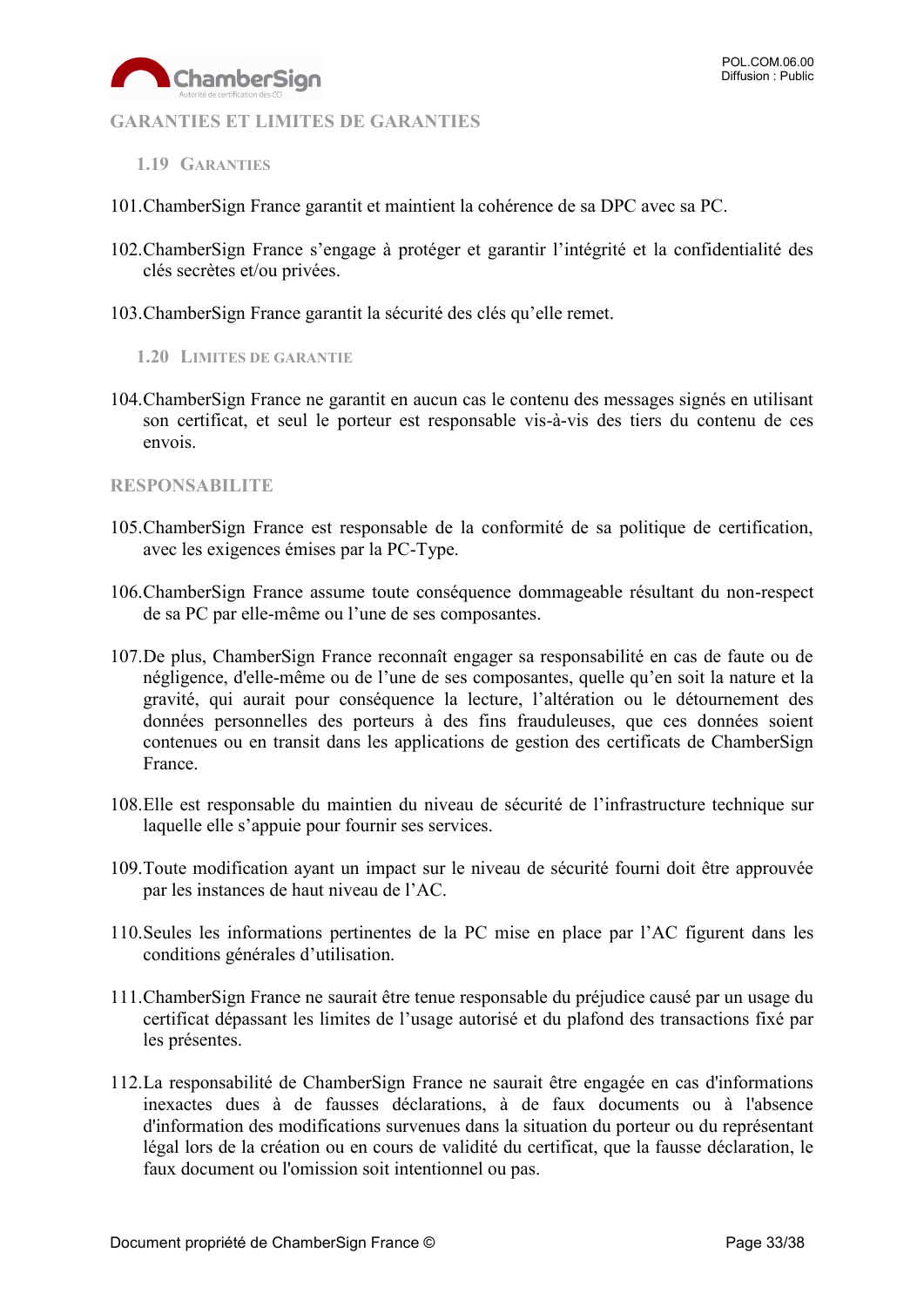## GARANTIES ET LIMITES DE GARANTIES

### 1.19 Garanties

101. ChamberSign France garantit et maintient la cohérence de sa DPC avec sa PC.

102. ChamberSign France s'engage à protéger et garantir l'intégrité et la confidentialité des clés secrètes et/ou privées.

103. ChamberSign France garantit la sécurité des clés qu'elle remet.

### 1.20 Limites de garantie

104. ChamberSign France ne garantit en aucun cas le contenu des messages signés en utilisant son certificat, et seul le porteur est responsable vis-à-vis des tiers du contenu de ces envois.

## RESPONSABILITE

105. ChamberSign France est responsable de la conformité de sa politique de certification, avec les exigences émises par la PC-Type.

106. ChamberSign France assume toute conséquence dommageable résultant du non-respect de sa PC par elle-même ou l'une de ses composantes.

107. De plus, ChamberSign France reconnaît engager sa responsabilité en cas de faute ou de négligence, d'elle-même ou de l'une de ses composantes, quelle qu'en soit la nature et la gravité, qui aurait pour conséquence la lecture, l'altération ou le détournement des données personnelles des porteurs à des fins frauduleuses, que ces données soient contenues ou en transit dans les applications de gestion des certificats de ChamberSign France.

108. Elle est responsable du maintien du niveau de sécurité de l'infrastructure technique sur laquelle elle s'appuie pour fournir ses services.

109. Toute modification ayant un impact sur le niveau de sécurité fourni doit être approuvée par les instances de haut niveau de l'AC.

110. Seules les informations pertinentes de la PC mise en place par l'AC figurent dans les conditions générales d'utilisation.

111. ChamberSign France ne saurait être tenue responsable du préjudice causé par un usage du certificat dépassant les limites de l'usage autorisé et du plafond des transactions fixé par les présentes.

112. La responsabilité de ChamberSign France ne saurait être engagée en cas d'informations inexactes dues à de fausses déclarations, à de faux documents ou à l'absence d'information des modifications survenues dans la situation du porteur ou du représentant légal lors de la création ou en cours de validité du certificat, que la fausse déclaration, le faux document ou l'omission soit intentionnel ou pas.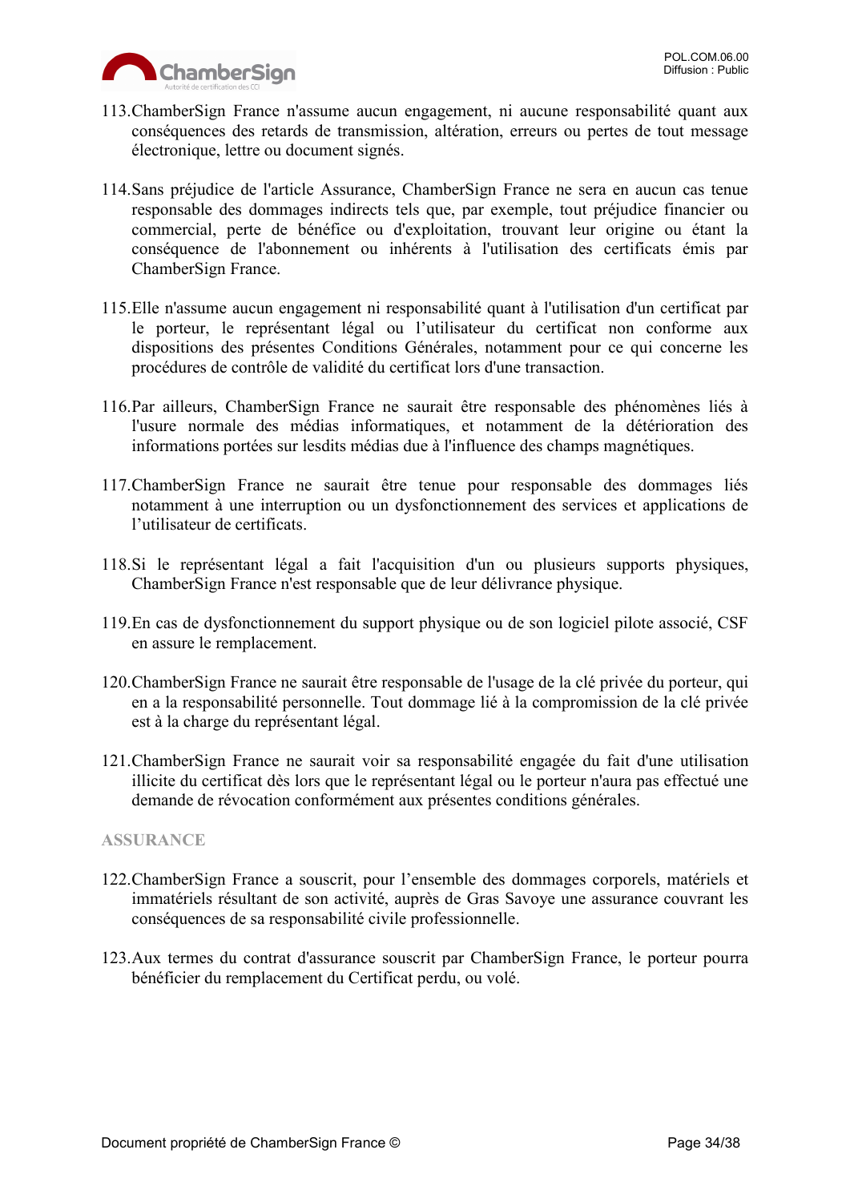113. ChamberSign France n'assume aucun engagement, ni aucune responsabilité quant aux conséquences des retards de transmission, altération, erreurs ou pertes de tout message électronique, lettre ou document signés.

114. Sans préjudice de l'article Assurance, ChamberSign France ne sera en aucun cas tenue responsable des dommages indirects tels que, par exemple, tout préjudice financier ou commercial, perte de bénéfice ou d'exploitation, trouvant leur origine ou étant la conséquence de l'abonnement ou inhérents à l'utilisation des certificats émis par ChamberSign France.

115. Elle n'assume aucun engagement ni responsabilité quant à l'utilisation d'un certificat par le porteur, le représentant légal ou l'utilisateur du certificat non conforme aux dispositions des présentes Conditions Générales, notamment pour ce qui concerne les procédures de contrôle de validité du certificat lors d'une transaction.

116. Par ailleurs, ChamberSign France ne saurait être responsable des phénomènes liés à l'usure normale des médias informatiques, et notamment de la détérioration des informations portées sur lesdits médias due à l'influence des champs magnétiques.

117. ChamberSign France ne saurait être tenue pour responsable des dommages liés notamment à une interruption ou un dysfonctionnement des services et applications de l'utilisateur de certificats.

118. Si le représentant légal a fait l'acquisition d'un ou plusieurs supports physiques, ChamberSign France n'est responsable que de leur délivrance physique.

119. En cas de dysfonctionnement du support physique ou de son logiciel pilote associé, CSF en assure le remplacement.

120. ChamberSign France ne saurait être responsable de l'usage de la clé privée du porteur, qui en a la responsabilité personnelle. Tout dommage lié à la compromission de la clé privée est à la charge du représentant légal.

121. ChamberSign France ne saurait voir sa responsabilité engagée du fait d'une utilisation illicite du certificat dès lors que le représentant légal ou le porteur n'aura pas effectué une demande de révocation conformément aux présentes conditions générales.

## ASSURANCE

122. ChamberSign France a souscrit, pour l'ensemble des dommages corporels, matériels et immatériels résultant de son activité, auprès de Gras Savoye une assurance couvrant les conséquences de sa responsabilité civile professionnelle.

123. Aux termes du contrat d'assurance souscrit par ChamberSign France, le porteur pourra bénéficier du remplacement du Certificat perdu, ou volé.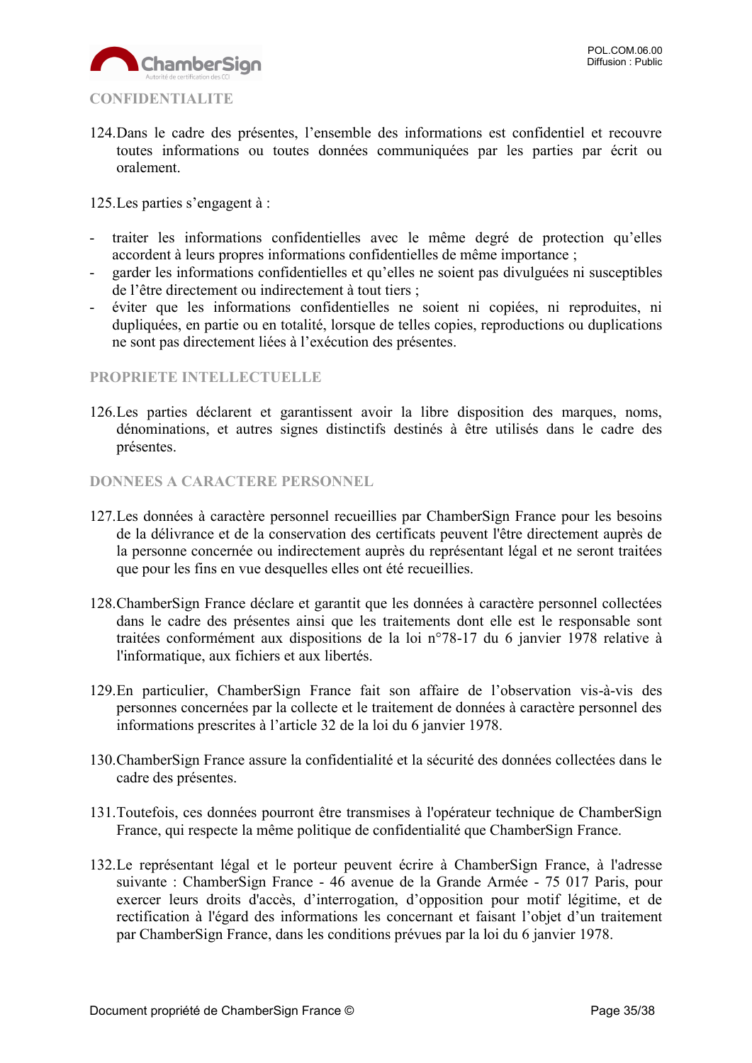## CONFIDENTIALITE

124. Dans le cadre des présentes, l'ensemble des informations est confidentiel et recouvre toutes informations ou toutes données communiquées par les parties par écrit ou oralement.

125. Les parties s'engagent à :

- traiter les informations confidentielles avec le même degré de protection qu'elles accordent à leurs propres informations confidentielles de même importance ;
- garder les informations confidentielles et qu'elles ne soient pas divulguées ni susceptibles de l'être directement ou indirectement à tout tiers ;
- éviter que les informations confidentielles ne soient ni copiées, ni reproduites, ni dupliquées, en partie ou en totalité, lorsque de telles copies, reproductions ou duplications ne sont pas directement liées à l'exécution des présentes.

## PROPRIETE INTELLECTUELLE

126. Les parties déclarent et garantissent avoir la libre disposition des marques, noms, dénominations, et autres signes distinctifs destinés à être utilisés dans le cadre des présentes.

## DONNEES A CARACTERE PERSONNEL

127. Les données à caractère personnel recueillies par ChamberSign France pour les besoins de la délivrance et de la conservation des certificats peuvent l'être directement auprès de la personne concernée ou indirectement auprès du représentant légal et ne seront traitées que pour les fins en vue desquelles elles ont été recueillies.

128. ChamberSign France déclare et garantit que les données à caractère personnel collectées dans le cadre des présentes ainsi que les traitements dont elle est le responsable sont traitées conformément aux dispositions de la loi n°78-17 du 6 janvier 1978 relative à l'informatique, aux fichiers et aux libertés.

129. En particulier, ChamberSign France fait son affaire de l'observation vis-à-vis des personnes concernées par la collecte et le traitement de données à caractère personnel des informations prescrites à l'article 32 de la loi du 6 janvier 1978.

130. ChamberSign France assure la confidentialité et la sécurité des données collectées dans le cadre des présentes.

131. Toutefois, ces données pourront être transmises à l'opérateur technique de ChamberSign France, qui respecte la même politique de confidentialité que ChamberSign France.

132. Le représentant légal et le porteur peuvent écrire à ChamberSign France, à l'adresse suivante : ChamberSign France - 46 avenue de la Grande Armée - 75 017 Paris, pour exercer leurs droits d'accès, d'interrogation, d'opposition pour motif légitime, et de rectification à l'égard des informations les concernant et faisant l'objet d'un traitement par ChamberSign France, dans les conditions prévues par la loi du 6 janvier 1978.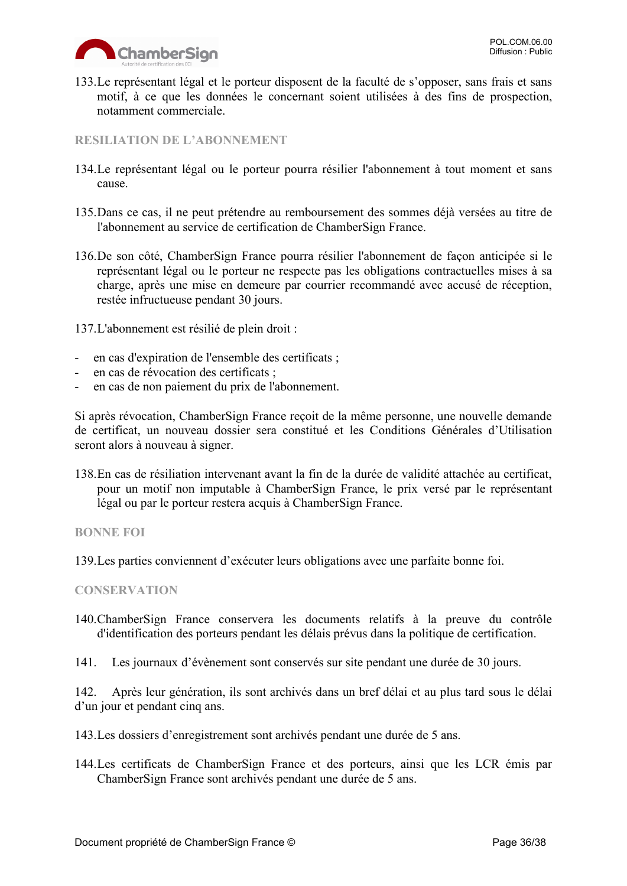133.Le représentant légal et le porteur disposent de la faculté de s'opposer, sans frais et sans motif, à ce que les données le concernant soient utilisées à des fins de prospection, notamment commerciale.

## RESILIATION DE L'ABONNEMENT

134.Le représentant légal ou le porteur pourra résilier l'abonnement à tout moment et sans cause.

135.Dans ce cas, il ne peut prétendre au remboursement des sommes déjà versées au titre de l'abonnement au service de certification de ChamberSign France.

136.De son côté, ChamberSign France pourra résilier l'abonnement de façon anticipée si le représentant légal ou le porteur ne respecte pas les obligations contractuelles mises à sa charge, après une mise en demeure par courrier recommandé avec accusé de réception, restée infructueuse pendant 30 jours.

137.L'abonnement est résilié de plein droit :

- en cas d'expiration de l'ensemble des certificats ;
- en cas de révocation des certificats ;
- en cas de non paiement du prix de l'abonnement.

Si après révocation, ChamberSign France reçoit de la même personne, une nouvelle demande de certificat, un nouveau dossier sera constitué et les Conditions Générales d'Utilisation seront alors à nouveau à signer.

138.En cas de résiliation intervenant avant la fin de la durée de validité attachée au certificat, pour un motif non imputable à ChamberSign France, le prix versé par le représentant légal ou par le porteur restera acquis à ChamberSign France.

## BONNE FOI

139.Les parties conviennent d'exécuter leurs obligations avec une parfaite bonne foi.

## CONSERVATION

140.ChamberSign France conservera les documents relatifs à la preuve du contrôle d'identification des porteurs pendant les délais prévus dans la politique de certification.

141. Les journaux d'évènement sont conservés sur site pendant une durée de 30 jours.

142. Après leur génération, ils sont archivés dans un bref délai et au plus tard sous le délai d'un jour et pendant cinq ans.

143.Les dossiers d'enregistrement sont archivés pendant une durée de 5 ans.

144.Les certificats de ChamberSign France et des porteurs, ainsi que les LCR émis par ChamberSign France sont archivés pendant une durée de 5 ans.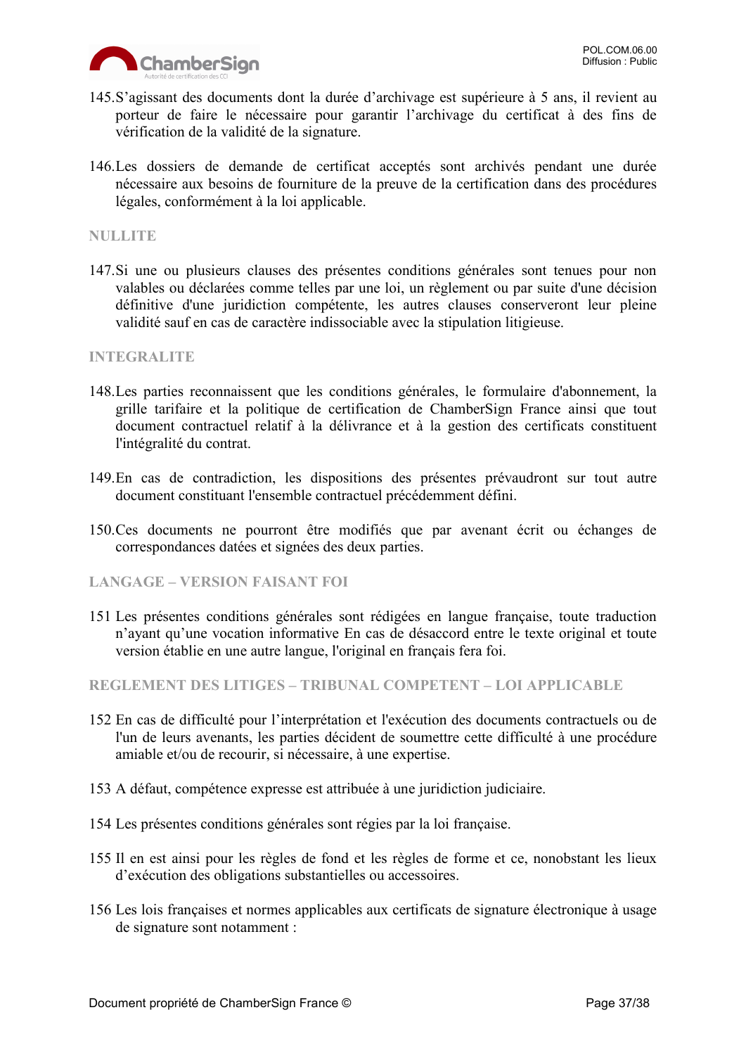145.S'agissant des documents dont la durée d'archivage est supérieure à 5 ans, il revient au porteur de faire le nécessaire pour garantir l'archivage du certificat à des fins de vérification de la validité de la signature.

146.Les dossiers de demande de certificat acceptés sont archivés pendant une durée nécessaire aux besoins de fourniture de la preuve de la certification dans des procédures légales, conformément à la loi applicable.

## NULLITE

147.Si une ou plusieurs clauses des présentes conditions générales sont tenues pour non valables ou déclarées comme telles par une loi, un règlement ou par suite d'une décision définitive d'une juridiction compétente, les autres clauses conserveront leur pleine validité sauf en cas de caractère indissociable avec la stipulation litigieuse.

## INTEGRALITE

148.Les parties reconnaissent que les conditions générales, le formulaire d'abonnement, la grille tarifaire et la politique de certification de ChamberSign France ainsi que tout document contractuel relatif à la délivrance et à la gestion des certificats constituent l'intégralité du contrat.

149.En cas de contradiction, les dispositions des présentes prévaudront sur tout autre document constituant l'ensemble contractuel précédemment défini.

150.Ces documents ne pourront être modifiés que par avenant écrit ou échanges de correspondances datées et signées des deux parties.

## LANGAGE – VERSION FAISANT FOI

151 Les présentes conditions générales sont rédigées en langue française, toute traduction n'ayant qu'une vocation informative En cas de désaccord entre le texte original et toute version établie en une autre langue, l'original en français fera foi.

## REGLEMENT DES LITIGES – TRIBUNAL COMPETENT – LOI APPLICABLE

152 En cas de difficulté pour l'interprétation et l'exécution des documents contractuels ou de l'un de leurs avenants, les parties décident de soumettre cette difficulté à une procédure amiable et/ou de recourir, si nécessaire, à une expertise.

153 A défaut, compétence expresse est attribuée à une juridiction judiciaire.

154 Les présentes conditions générales sont régies par la loi française.

155 Il en est ainsi pour les règles de fond et les règles de forme et ce, nonobstant les lieux d'exécution des obligations substantielles ou accessoires.

156 Les lois françaises et normes applicables aux certificats de signature électronique à usage de signature sont notamment :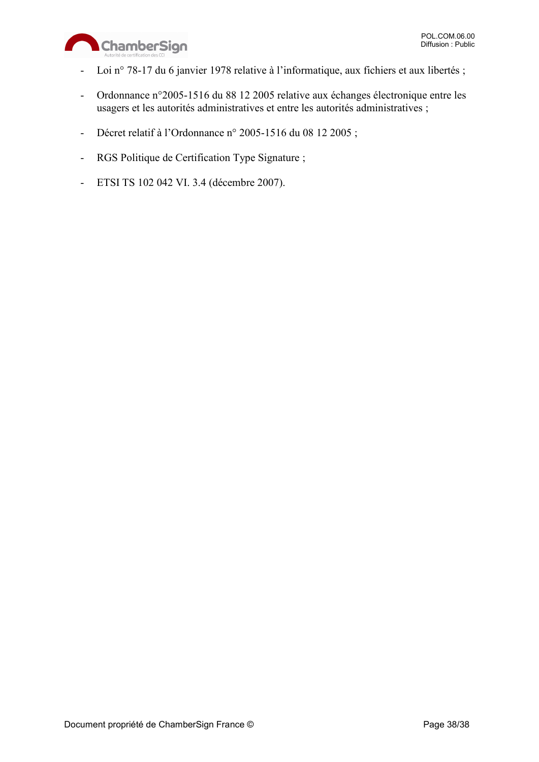- Loi n° 78-17 du 6 janvier 1978 relative à l'informatique, aux fichiers et aux libertés ;

- Ordonnance n°2005-1516 du 88 12 2005 relative aux échanges électronique entre les usagers et les autorités administratives et entre les autorités administratives ;

- Décret relatif à l'Ordonnance n° 2005-1516 du 08 12 2005 ;

- RGS Politique de Certification Type Signature ;

- ETSI TS 102 042 VI. 3.4 (décembre 2007).